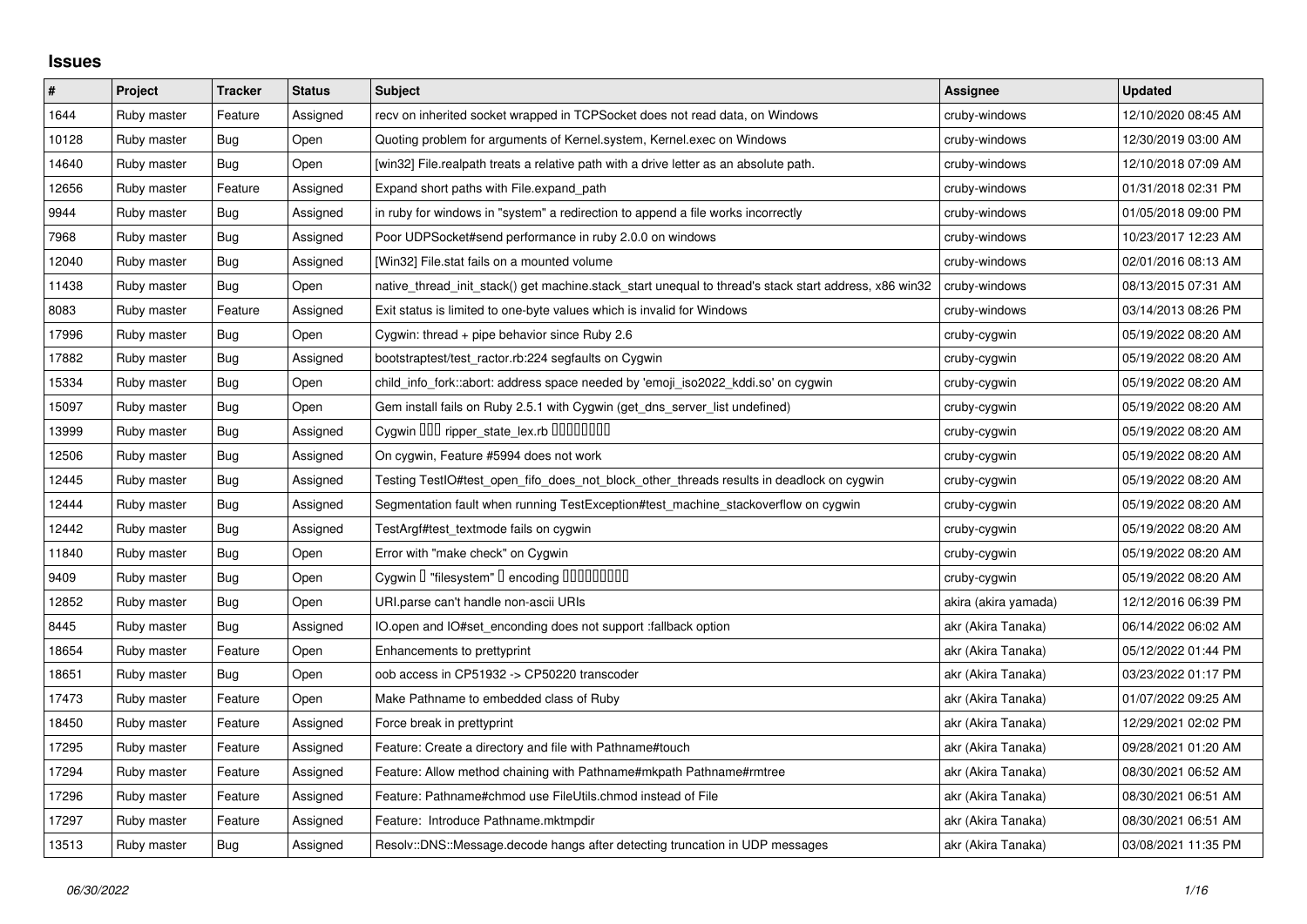# Issues

| # | Project | Tracker | Status | Subject | Assignee | Updated |
|---|---|---|---|---|---|---|
| 1644 | Ruby master | Feature | Assigned | recv on inherited socket wrapped in TCPSocket does not read data, on Windows | cruby-windows | 12/10/2020 08:45 AM |
| 10128 | Ruby master | Bug | Open | Quoting problem for arguments of Kernel.system, Kernel.exec on Windows | cruby-windows | 12/30/2019 03:00 AM |
| 14640 | Ruby master | Bug | Open | [win32] File.realpath treats a relative path with a drive letter as an absolute path. | cruby-windows | 12/10/2018 07:09 AM |
| 12656 | Ruby master | Feature | Assigned | Expand short paths with File.expand_path | cruby-windows | 01/31/2018 02:31 PM |
| 9944 | Ruby master | Bug | Assigned | in ruby for windows in "system" a redirection to append a file works incorrectly | cruby-windows | 01/05/2018 09:00 PM |
| 7968 | Ruby master | Bug | Assigned | Poor UDPSocket#send performance in ruby 2.0.0 on windows | cruby-windows | 10/23/2017 12:23 AM |
| 12040 | Ruby master | Bug | Assigned | [Win32] File.stat fails on a mounted volume | cruby-windows | 02/01/2016 08:13 AM |
| 11438 | Ruby master | Bug | Open | native_thread_init_stack() get machine.stack_start unequal to thread's stack start address, x86 win32 | cruby-windows | 08/13/2015 07:31 AM |
| 8083 | Ruby master | Feature | Assigned | Exit status is limited to one-byte values which is invalid for Windows | cruby-windows | 03/14/2013 08:26 PM |
| 17996 | Ruby master | Bug | Open | Cygwin: thread + pipe behavior since Ruby 2.6 | cruby-cygwin | 05/19/2022 08:20 AM |
| 17882 | Ruby master | Bug | Assigned | bootstraptest/test_ractor.rb:224 segfaults on Cygwin | cruby-cygwin | 05/19/2022 08:20 AM |
| 15334 | Ruby master | Bug | Open | child_info_fork::abort: address space needed by 'emoji_iso2022_kddi.so' on cygwin | cruby-cygwin | 05/19/2022 08:20 AM |
| 15097 | Ruby master | Bug | Open | Gem install fails on Ruby 2.5.1 with Cygwin (get_dns_server_list undefined) | cruby-cygwin | 05/19/2022 08:20 AM |
| 13999 | Ruby master | Bug | Assigned | Cygwin ��� ripper_state_lex.rb �������� | cruby-cygwin | 05/19/2022 08:20 AM |
| 12506 | Ruby master | Bug | Assigned | On cygwin, Feature #5994 does not work | cruby-cygwin | 05/19/2022 08:20 AM |
| 12445 | Ruby master | Bug | Assigned | Testing TestIO#test_open_fifo_does_not_block_other_threads results in deadlock on cygwin | cruby-cygwin | 05/19/2022 08:20 AM |
| 12444 | Ruby master | Bug | Assigned | Segmentation fault when running TestException#test_machine_stackoverflow on cygwin | cruby-cygwin | 05/19/2022 08:20 AM |
| 12442 | Ruby master | Bug | Assigned | TestArgf#test_textmode fails on cygwin | cruby-cygwin | 05/19/2022 08:20 AM |
| 11840 | Ruby master | Bug | Open | Error with "make check" on Cygwin | cruby-cygwin | 05/19/2022 08:20 AM |
| 9409 | Ruby master | Bug | Open | Cygwin � "filesystem" � encoding ��������� | cruby-cygwin | 05/19/2022 08:20 AM |
| 12852 | Ruby master | Bug | Open | URI.parse can't handle non-ascii URIs | akira (akira yamada) | 12/12/2016 06:39 PM |
| 8445 | Ruby master | Bug | Assigned | IO.open and IO#set_enconding does not support :fallback option | akr (Akira Tanaka) | 06/14/2022 06:02 AM |
| 18654 | Ruby master | Feature | Open | Enhancements to prettyprint | akr (Akira Tanaka) | 05/12/2022 01:44 PM |
| 18651 | Ruby master | Bug | Open | oob access in CP51932 -> CP50220 transcoder | akr (Akira Tanaka) | 03/23/2022 01:17 PM |
| 17473 | Ruby master | Feature | Open | Make Pathname to embedded class of Ruby | akr (Akira Tanaka) | 01/07/2022 09:25 AM |
| 18450 | Ruby master | Feature | Assigned | Force break in prettyprint | akr (Akira Tanaka) | 12/29/2021 02:02 PM |
| 17295 | Ruby master | Feature | Assigned | Feature: Create a directory and file with Pathname#touch | akr (Akira Tanaka) | 09/28/2021 01:20 AM |
| 17294 | Ruby master | Feature | Assigned | Feature: Allow method chaining with Pathname#mkpath Pathname#rmtree | akr (Akira Tanaka) | 08/30/2021 06:52 AM |
| 17296 | Ruby master | Feature | Assigned | Feature: Pathname#chmod use FileUtils.chmod instead of File | akr (Akira Tanaka) | 08/30/2021 06:51 AM |
| 17297 | Ruby master | Feature | Assigned | Feature: Introduce Pathname.mktmpdir | akr (Akira Tanaka) | 08/30/2021 06:51 AM |
| 13513 | Ruby master | Bug | Assigned | Resolv::DNS::Message.decode hangs after detecting truncation in UDP messages | akr (Akira Tanaka) | 03/08/2021 11:35 PM |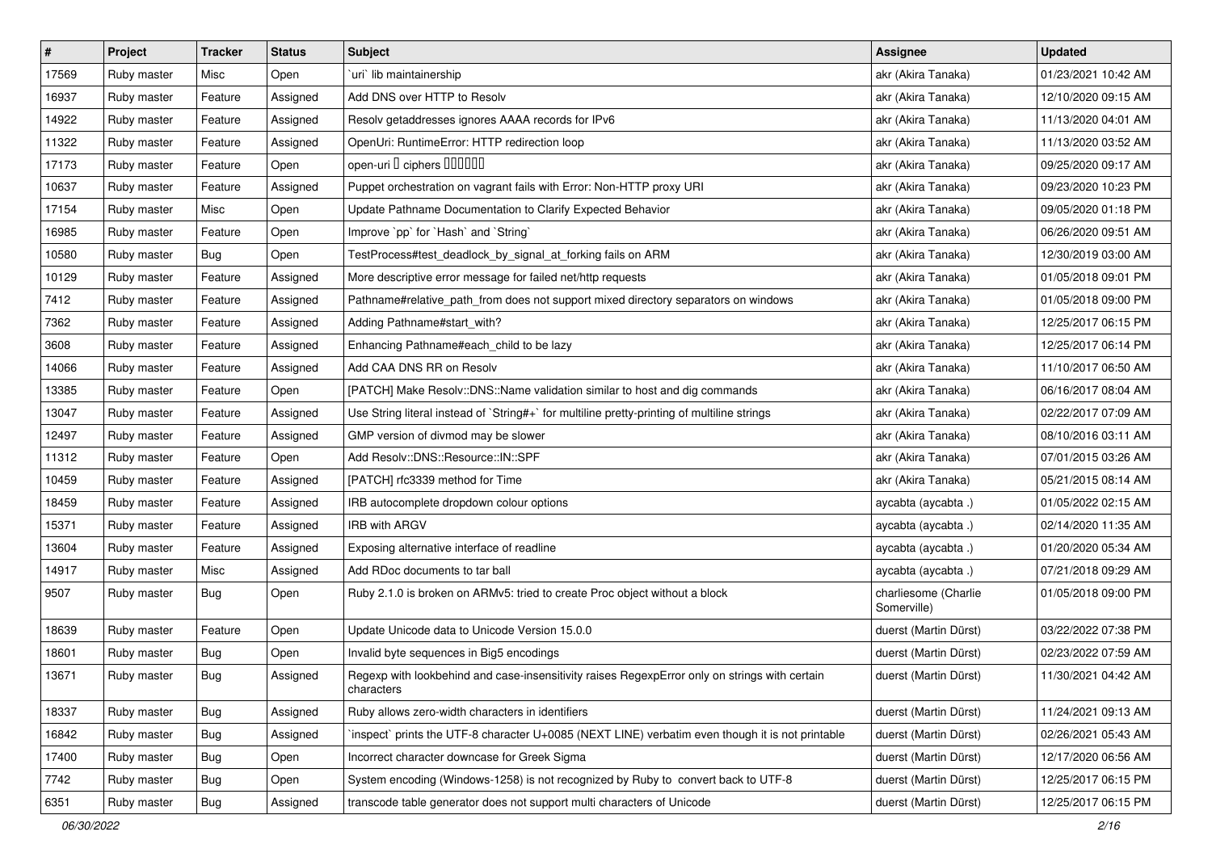| # | Project | Tracker | Status | Subject | Assignee | Updated |
|---|---|---|---|---|---|---|
| 17569 | Ruby master | Misc | Open | `uri` lib maintainership | akr (Akira Tanaka) | 01/23/2021 10:42 AM |
| 16937 | Ruby master | Feature | Assigned | Add DNS over HTTP to Resolv | akr (Akira Tanaka) | 12/10/2020 09:15 AM |
| 14922 | Ruby master | Feature | Assigned | Resolv getaddresses ignores AAAA records for IPv6 | akr (Akira Tanaka) | 11/13/2020 04:01 AM |
| 11322 | Ruby master | Feature | Assigned | OpenUri: RuntimeError: HTTP redirection loop | akr (Akira Tanaka) | 11/13/2020 03:52 AM |
| 17173 | Ruby master | Feature | Open | open-uri � ciphers ������ | akr (Akira Tanaka) | 09/25/2020 09:17 AM |
| 10637 | Ruby master | Feature | Assigned | Puppet orchestration on vagrant fails with Error: Non-HTTP proxy URI | akr (Akira Tanaka) | 09/23/2020 10:23 PM |
| 17154 | Ruby master | Misc | Open | Update Pathname Documentation to Clarify Expected Behavior | akr (Akira Tanaka) | 09/05/2020 01:18 PM |
| 16985 | Ruby master | Feature | Open | Improve `pp` for `Hash` and `String` | akr (Akira Tanaka) | 06/26/2020 09:51 AM |
| 10580 | Ruby master | Bug | Open | TestProcess#test_deadlock_by_signal_at_forking fails on ARM | akr (Akira Tanaka) | 12/30/2019 03:00 AM |
| 10129 | Ruby master | Feature | Assigned | More descriptive error message for failed net/http requests | akr (Akira Tanaka) | 01/05/2018 09:01 PM |
| 7412 | Ruby master | Feature | Assigned | Pathname#relative_path_from does not support mixed directory separators on windows | akr (Akira Tanaka) | 01/05/2018 09:00 PM |
| 7362 | Ruby master | Feature | Assigned | Adding Pathname#start_with? | akr (Akira Tanaka) | 12/25/2017 06:15 PM |
| 3608 | Ruby master | Feature | Assigned | Enhancing Pathname#each_child to be lazy | akr (Akira Tanaka) | 12/25/2017 06:14 PM |
| 14066 | Ruby master | Feature | Assigned | Add CAA DNS RR on Resolv | akr (Akira Tanaka) | 11/10/2017 06:50 AM |
| 13385 | Ruby master | Feature | Open | [PATCH] Make Resolv::DNS::Name validation similar to host and dig commands | akr (Akira Tanaka) | 06/16/2017 08:04 AM |
| 13047 | Ruby master | Feature | Assigned | Use String literal instead of `String#+` for multiline pretty-printing of multiline strings | akr (Akira Tanaka) | 02/22/2017 07:09 AM |
| 12497 | Ruby master | Feature | Assigned | GMP version of divmod may be slower | akr (Akira Tanaka) | 08/10/2016 03:11 AM |
| 11312 | Ruby master | Feature | Open | Add Resolv::DNS::Resource::IN::SPF | akr (Akira Tanaka) | 07/01/2015 03:26 AM |
| 10459 | Ruby master | Feature | Assigned | [PATCH] rfc3339 method for Time | akr (Akira Tanaka) | 05/21/2015 08:14 AM |
| 18459 | Ruby master | Feature | Assigned | IRB autocomplete dropdown colour options | aycabta (aycabta .) | 01/05/2022 02:15 AM |
| 15371 | Ruby master | Feature | Assigned | IRB with ARGV | aycabta (aycabta .) | 02/14/2020 11:35 AM |
| 13604 | Ruby master | Feature | Assigned | Exposing alternative interface of readline | aycabta (aycabta .) | 01/20/2020 05:34 AM |
| 14917 | Ruby master | Misc | Assigned | Add RDoc documents to tar ball | aycabta (aycabta .) | 07/21/2018 09:29 AM |
| 9507 | Ruby master | Bug | Open | Ruby 2.1.0 is broken on ARMv5: tried to create Proc object without a block | charliesome (Charlie Somerville) | 01/05/2018 09:00 PM |
| 18639 | Ruby master | Feature | Open | Update Unicode data to Unicode Version 15.0.0 | duerst (Martin Dürst) | 03/22/2022 07:38 PM |
| 18601 | Ruby master | Bug | Open | Invalid byte sequences in Big5 encodings | duerst (Martin Dürst) | 02/23/2022 07:59 AM |
| 13671 | Ruby master | Bug | Assigned | Regexp with lookbehind and case-insensitivity raises RegexpError only on strings with certain characters | duerst (Martin Dürst) | 11/30/2021 04:42 AM |
| 18337 | Ruby master | Bug | Assigned | Ruby allows zero-width characters in identifiers | duerst (Martin Dürst) | 11/24/2021 09:13 AM |
| 16842 | Ruby master | Bug | Assigned | `inspect` prints the UTF-8 character U+0085 (NEXT LINE) verbatim even though it is not printable | duerst (Martin Dürst) | 02/26/2021 05:43 AM |
| 17400 | Ruby master | Bug | Open | Incorrect character downcase for Greek Sigma | duerst (Martin Dürst) | 12/17/2020 06:56 AM |
| 7742 | Ruby master | Bug | Open | System encoding (Windows-1258) is not recognized by Ruby to convert back to UTF-8 | duerst (Martin Dürst) | 12/25/2017 06:15 PM |
| 6351 | Ruby master | Bug | Assigned | transcode table generator does not support multi characters of Unicode | duerst (Martin Dürst) | 12/25/2017 06:15 PM |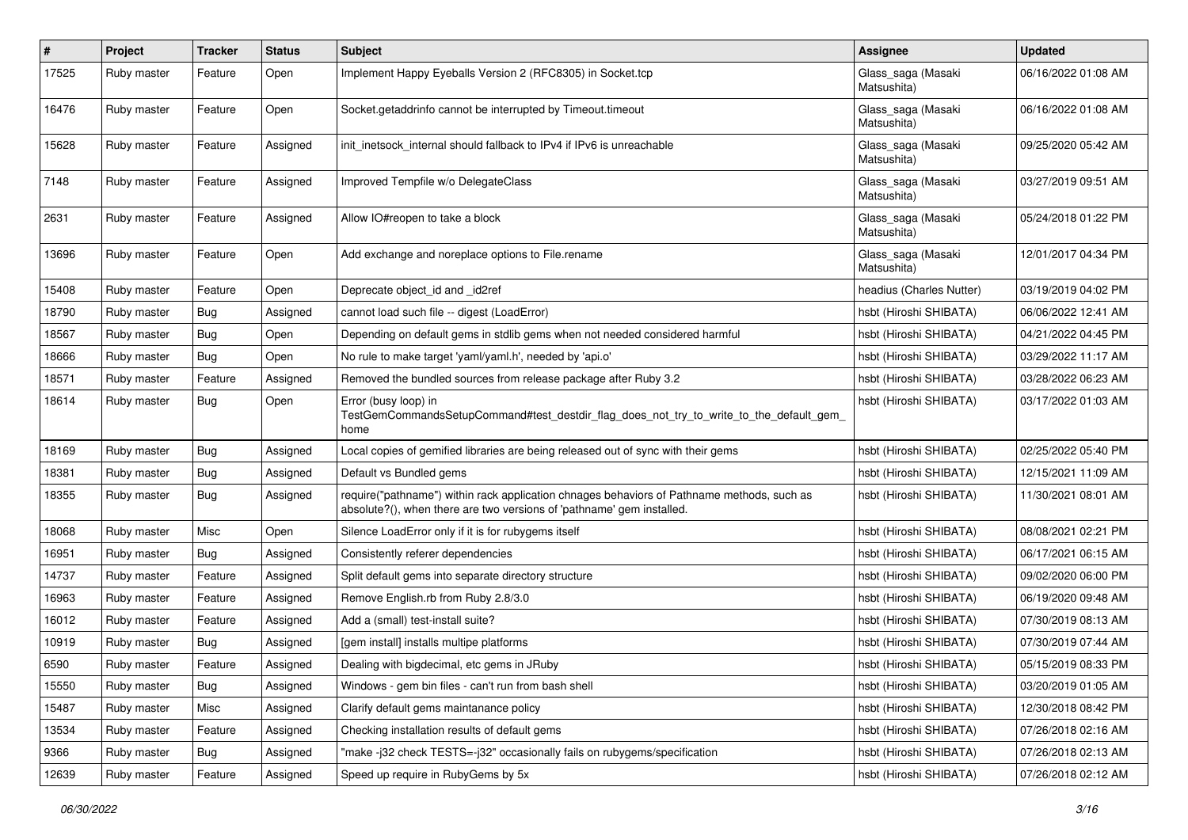| # | Project | Tracker | Status | Subject | Assignee | Updated |
|---|---|---|---|---|---|---|
| 17525 | Ruby master | Feature | Open | Implement Happy Eyeballs Version 2 (RFC8305) in Socket.tcp | Glass_saga (Masaki Matsushita) | 06/16/2022 01:08 AM |
| 16476 | Ruby master | Feature | Open | Socket.getaddrinfo cannot be interrupted by Timeout.timeout | Glass_saga (Masaki Matsushita) | 06/16/2022 01:08 AM |
| 15628 | Ruby master | Feature | Assigned | init_inetsock_internal should fallback to IPv4 if IPv6 is unreachable | Glass_saga (Masaki Matsushita) | 09/25/2020 05:42 AM |
| 7148 | Ruby master | Feature | Assigned | Improved Tempfile w/o DelegateClass | Glass_saga (Masaki Matsushita) | 03/27/2019 09:51 AM |
| 2631 | Ruby master | Feature | Assigned | Allow IO#reopen to take a block | Glass_saga (Masaki Matsushita) | 05/24/2018 01:22 PM |
| 13696 | Ruby master | Feature | Open | Add exchange and noreplace options to File.rename | Glass_saga (Masaki Matsushita) | 12/01/2017 04:34 PM |
| 15408 | Ruby master | Feature | Open | Deprecate object_id and _id2ref | headius (Charles Nutter) | 03/19/2019 04:02 PM |
| 18790 | Ruby master | Bug | Assigned | cannot load such file -- digest (LoadError) | hsbt (Hiroshi SHIBATA) | 06/06/2022 12:41 AM |
| 18567 | Ruby master | Bug | Open | Depending on default gems in stdlib gems when not needed considered harmful | hsbt (Hiroshi SHIBATA) | 04/21/2022 04:45 PM |
| 18666 | Ruby master | Bug | Open | No rule to make target 'yaml/yaml.h', needed by 'api.o' | hsbt (Hiroshi SHIBATA) | 03/29/2022 11:17 AM |
| 18571 | Ruby master | Feature | Assigned | Removed the bundled sources from release package after Ruby 3.2 | hsbt (Hiroshi SHIBATA) | 03/28/2022 06:23 AM |
| 18614 | Ruby master | Bug | Open | Error (busy loop) in TestGemCommandsSetupCommand#test_destdir_flag_does_not_try_to_write_to_the_default_gem_home | hsbt (Hiroshi SHIBATA) | 03/17/2022 01:03 AM |
| 18169 | Ruby master | Bug | Assigned | Local copies of gemified libraries are being released out of sync with their gems | hsbt (Hiroshi SHIBATA) | 02/25/2022 05:40 PM |
| 18381 | Ruby master | Bug | Assigned | Default vs Bundled gems | hsbt (Hiroshi SHIBATA) | 12/15/2021 11:09 AM |
| 18355 | Ruby master | Bug | Assigned | require("pathname") within rack application chnages behaviors of Pathname methods, such as absolute?(), when there are two versions of 'pathname' gem installed. | hsbt (Hiroshi SHIBATA) | 11/30/2021 08:01 AM |
| 18068 | Ruby master | Misc | Open | Silence LoadError only if it is for rubygems itself | hsbt (Hiroshi SHIBATA) | 08/08/2021 02:21 PM |
| 16951 | Ruby master | Bug | Assigned | Consistently referer dependencies | hsbt (Hiroshi SHIBATA) | 06/17/2021 06:15 AM |
| 14737 | Ruby master | Feature | Assigned | Split default gems into separate directory structure | hsbt (Hiroshi SHIBATA) | 09/02/2020 06:00 PM |
| 16963 | Ruby master | Feature | Assigned | Remove English.rb from Ruby 2.8/3.0 | hsbt (Hiroshi SHIBATA) | 06/19/2020 09:48 AM |
| 16012 | Ruby master | Feature | Assigned | Add a (small) test-install suite? | hsbt (Hiroshi SHIBATA) | 07/30/2019 08:13 AM |
| 10919 | Ruby master | Bug | Assigned | [gem install] installs multipe platforms | hsbt (Hiroshi SHIBATA) | 07/30/2019 07:44 AM |
| 6590 | Ruby master | Feature | Assigned | Dealing with bigdecimal, etc gems in JRuby | hsbt (Hiroshi SHIBATA) | 05/15/2019 08:33 PM |
| 15550 | Ruby master | Bug | Assigned | Windows - gem bin files - can't run from bash shell | hsbt (Hiroshi SHIBATA) | 03/20/2019 01:05 AM |
| 15487 | Ruby master | Misc | Assigned | Clarify default gems maintanance policy | hsbt (Hiroshi SHIBATA) | 12/30/2018 08:42 PM |
| 13534 | Ruby master | Feature | Assigned | Checking installation results of default gems | hsbt (Hiroshi SHIBATA) | 07/26/2018 02:16 AM |
| 9366 | Ruby master | Bug | Assigned | "make -j32 check TESTS=-j32" occasionally fails on rubygems/specification | hsbt (Hiroshi SHIBATA) | 07/26/2018 02:13 AM |
| 12639 | Ruby master | Feature | Assigned | Speed up require in RubyGems by 5x | hsbt (Hiroshi SHIBATA) | 07/26/2018 02:12 AM |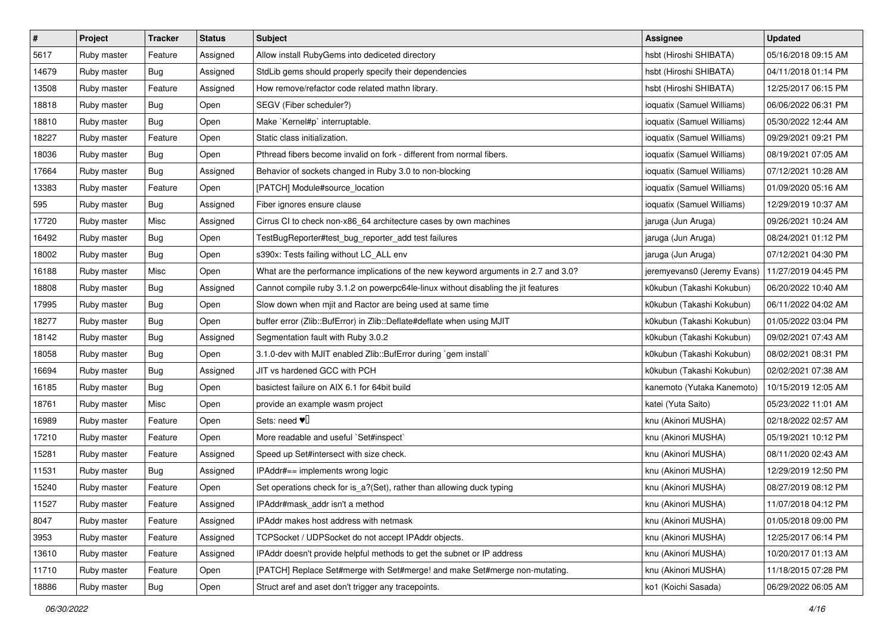| # | Project | Tracker | Status | Subject | Assignee | Updated |
|---|---|---|---|---|---|---|
| 5617 | Ruby master | Feature | Assigned | Allow install RubyGems into dediceted directory | hsbt (Hiroshi SHIBATA) | 05/16/2018 09:15 AM |
| 14679 | Ruby master | Bug | Assigned | StdLib gems should properly specify their dependencies | hsbt (Hiroshi SHIBATA) | 04/11/2018 01:14 PM |
| 13508 | Ruby master | Feature | Assigned | How remove/refactor code related mathn library. | hsbt (Hiroshi SHIBATA) | 12/25/2017 06:15 PM |
| 18818 | Ruby master | Bug | Open | SEGV (Fiber scheduler?) | ioquatix (Samuel Williams) | 06/06/2022 06:31 PM |
| 18810 | Ruby master | Bug | Open | Make `Kernel#p` interruptable. | ioquatix (Samuel Williams) | 05/30/2022 12:44 AM |
| 18227 | Ruby master | Feature | Open | Static class initialization. | ioquatix (Samuel Williams) | 09/29/2021 09:21 PM |
| 18036 | Ruby master | Bug | Open | Pthread fibers become invalid on fork - different from normal fibers. | ioquatix (Samuel Williams) | 08/19/2021 07:05 AM |
| 17664 | Ruby master | Bug | Assigned | Behavior of sockets changed in Ruby 3.0 to non-blocking | ioquatix (Samuel Williams) | 07/12/2021 10:28 AM |
| 13383 | Ruby master | Feature | Open | [PATCH] Module#source_location | ioquatix (Samuel Williams) | 01/09/2020 05:16 AM |
| 595 | Ruby master | Bug | Assigned | Fiber ignores ensure clause | ioquatix (Samuel Williams) | 12/29/2019 10:37 AM |
| 17720 | Ruby master | Misc | Assigned | Cirrus CI to check non-x86_64 architecture cases by own machines | jaruga (Jun Aruga) | 09/26/2021 10:24 AM |
| 16492 | Ruby master | Bug | Open | TestBugReporter#test_bug_reporter_add test failures | jaruga (Jun Aruga) | 08/24/2021 01:12 PM |
| 18002 | Ruby master | Bug | Open | s390x: Tests failing without LC_ALL env | jaruga (Jun Aruga) | 07/12/2021 04:30 PM |
| 16188 | Ruby master | Misc | Open | What are the performance implications of the new keyword arguments in 2.7 and 3.0? | jeremyevans0 (Jeremy Evans) | 11/27/2019 04:45 PM |
| 18808 | Ruby master | Bug | Assigned | Cannot compile ruby 3.1.2 on powerpc64le-linux without disabling the jit features | k0kubun (Takashi Kokubun) | 06/20/2022 10:40 AM |
| 17995 | Ruby master | Bug | Open | Slow down when mjit and Ractor are being used at same time | k0kubun (Takashi Kokubun) | 06/11/2022 04:02 AM |
| 18277 | Ruby master | Bug | Open | buffer error (Zlib::BufError) in Zlib::Deflate#deflate when using MJIT | k0kubun (Takashi Kokubun) | 01/05/2022 03:04 PM |
| 18142 | Ruby master | Bug | Assigned | Segmentation fault with Ruby 3.0.2 | k0kubun (Takashi Kokubun) | 09/02/2021 07:43 AM |
| 18058 | Ruby master | Bug | Open | 3.1.0-dev with MJIT enabled Zlib::BufError during `gem install` | k0kubun (Takashi Kokubun) | 08/02/2021 08:31 PM |
| 16694 | Ruby master | Bug | Assigned | JIT vs hardened GCC with PCH | k0kubun (Takashi Kokubun) | 02/02/2021 07:38 AM |
| 16185 | Ruby master | Bug | Open | basictest failure on AIX 6.1 for 64bit build | kanemoto (Yutaka Kanemoto) | 10/15/2019 12:05 AM |
| 18761 | Ruby master | Misc | Open | provide an example wasm project | katei (Yuta Saito) | 05/23/2022 11:01 AM |
| 16989 | Ruby master | Feature | Open | Sets: need ♥️ | knu (Akinori MUSHA) | 02/18/2022 02:57 AM |
| 17210 | Ruby master | Feature | Open | More readable and useful `Set#inspect` | knu (Akinori MUSHA) | 05/19/2021 10:12 PM |
| 15281 | Ruby master | Feature | Assigned | Speed up Set#intersect with size check. | knu (Akinori MUSHA) | 08/11/2020 02:43 AM |
| 11531 | Ruby master | Bug | Assigned | IPAddr#== implements wrong logic | knu (Akinori MUSHA) | 12/29/2019 12:50 PM |
| 15240 | Ruby master | Feature | Open | Set operations check for is_a?(Set), rather than allowing duck typing | knu (Akinori MUSHA) | 08/27/2019 08:12 PM |
| 11527 | Ruby master | Feature | Assigned | IPAddr#mask_addr isn't a method | knu (Akinori MUSHA) | 11/07/2018 04:12 PM |
| 8047 | Ruby master | Feature | Assigned | IPAddr makes host address with netmask | knu (Akinori MUSHA) | 01/05/2018 09:00 PM |
| 3953 | Ruby master | Feature | Assigned | TCPSocket / UDPSocket do not accept IPAddr objects. | knu (Akinori MUSHA) | 12/25/2017 06:14 PM |
| 13610 | Ruby master | Feature | Assigned | IPAddr doesn't provide helpful methods to get the subnet or IP address | knu (Akinori MUSHA) | 10/20/2017 01:13 AM |
| 11710 | Ruby master | Feature | Open | [PATCH] Replace Set#merge with Set#merge! and make Set#merge non-mutating. | knu (Akinori MUSHA) | 11/18/2015 07:28 PM |
| 18886 | Ruby master | Bug | Open | Struct aref and aset don't trigger any tracepoints. | ko1 (Koichi Sasada) | 06/29/2022 06:05 AM |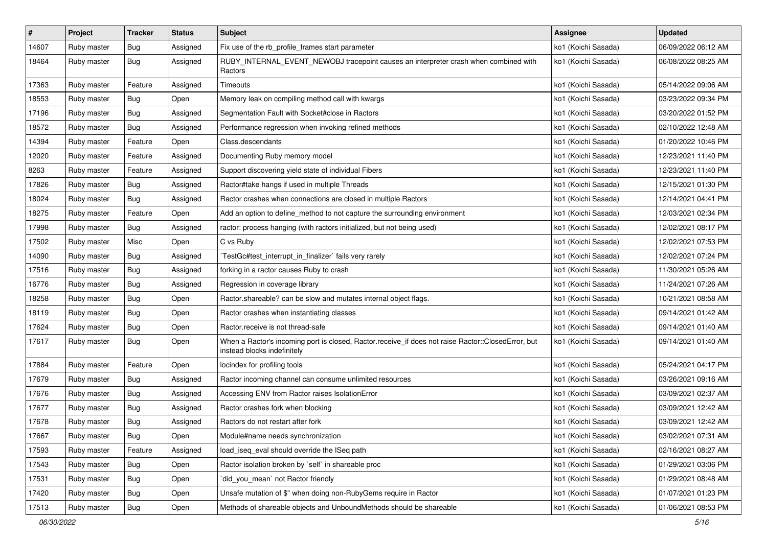| # | Project | Tracker | Status | Subject | Assignee | Updated |
|---|---|---|---|---|---|---|
| 14607 | Ruby master | Bug | Assigned | Fix use of the rb_profile_frames start parameter | ko1 (Koichi Sasada) | 06/09/2022 06:12 AM |
| 18464 | Ruby master | Bug | Assigned | RUBY_INTERNAL_EVENT_NEWOBJ tracepoint causes an interpreter crash when combined with Ractors | ko1 (Koichi Sasada) | 06/08/2022 08:25 AM |
| 17363 | Ruby master | Feature | Assigned | Timeouts | ko1 (Koichi Sasada) | 05/14/2022 09:06 AM |
| 18553 | Ruby master | Bug | Open | Memory leak on compiling method call with kwargs | ko1 (Koichi Sasada) | 03/23/2022 09:34 PM |
| 17196 | Ruby master | Bug | Assigned | Segmentation Fault with Socket#close in Ractors | ko1 (Koichi Sasada) | 03/20/2022 01:52 PM |
| 18572 | Ruby master | Bug | Assigned | Performance regression when invoking refined methods | ko1 (Koichi Sasada) | 02/10/2022 12:48 AM |
| 14394 | Ruby master | Feature | Open | Class.descendants | ko1 (Koichi Sasada) | 01/20/2022 10:46 PM |
| 12020 | Ruby master | Feature | Assigned | Documenting Ruby memory model | ko1 (Koichi Sasada) | 12/23/2021 11:40 PM |
| 8263 | Ruby master | Feature | Assigned | Support discovering yield state of individual Fibers | ko1 (Koichi Sasada) | 12/23/2021 11:40 PM |
| 17826 | Ruby master | Bug | Assigned | Ractor#take hangs if used in multiple Threads | ko1 (Koichi Sasada) | 12/15/2021 01:30 PM |
| 18024 | Ruby master | Bug | Assigned | Ractor crashes when connections are closed in multiple Ractors | ko1 (Koichi Sasada) | 12/14/2021 04:41 PM |
| 18275 | Ruby master | Feature | Open | Add an option to define_method to not capture the surrounding environment | ko1 (Koichi Sasada) | 12/03/2021 02:34 PM |
| 17998 | Ruby master | Bug | Assigned | ractor: process hanging (with ractors initialized, but not being used) | ko1 (Koichi Sasada) | 12/02/2021 08:17 PM |
| 17502 | Ruby master | Misc | Open | C vs Ruby | ko1 (Koichi Sasada) | 12/02/2021 07:53 PM |
| 14090 | Ruby master | Bug | Assigned | `TestGc#test_interrupt_in_finalizer` fails very rarely | ko1 (Koichi Sasada) | 12/02/2021 07:24 PM |
| 17516 | Ruby master | Bug | Assigned | forking in a ractor causes Ruby to crash | ko1 (Koichi Sasada) | 11/30/2021 05:26 AM |
| 16776 | Ruby master | Bug | Assigned | Regression in coverage library | ko1 (Koichi Sasada) | 11/24/2021 07:26 AM |
| 18258 | Ruby master | Bug | Open | Ractor.shareable? can be slow and mutates internal object flags. | ko1 (Koichi Sasada) | 10/21/2021 08:58 AM |
| 18119 | Ruby master | Bug | Open | Ractor crashes when instantiating classes | ko1 (Koichi Sasada) | 09/14/2021 01:42 AM |
| 17624 | Ruby master | Bug | Open | Ractor.receive is not thread-safe | ko1 (Koichi Sasada) | 09/14/2021 01:40 AM |
| 17617 | Ruby master | Bug | Open | When a Ractor's incoming port is closed, Ractor.receive_if does not raise Ractor::ClosedError, but instead blocks indefinitely | ko1 (Koichi Sasada) | 09/14/2021 01:40 AM |
| 17884 | Ruby master | Feature | Open | locindex for profiling tools | ko1 (Koichi Sasada) | 05/24/2021 04:17 PM |
| 17679 | Ruby master | Bug | Assigned | Ractor incoming channel can consume unlimited resources | ko1 (Koichi Sasada) | 03/26/2021 09:16 AM |
| 17676 | Ruby master | Bug | Assigned | Accessing ENV from Ractor raises IsolationError | ko1 (Koichi Sasada) | 03/09/2021 02:37 AM |
| 17677 | Ruby master | Bug | Assigned | Ractor crashes fork when blocking | ko1 (Koichi Sasada) | 03/09/2021 12:42 AM |
| 17678 | Ruby master | Bug | Assigned | Ractors do not restart after fork | ko1 (Koichi Sasada) | 03/09/2021 12:42 AM |
| 17667 | Ruby master | Bug | Open | Module#name needs synchronization | ko1 (Koichi Sasada) | 03/02/2021 07:31 AM |
| 17593 | Ruby master | Feature | Assigned | load_iseq_eval should override the ISeq path | ko1 (Koichi Sasada) | 02/16/2021 08:27 AM |
| 17543 | Ruby master | Bug | Open | Ractor isolation broken by `self` in shareable proc | ko1 (Koichi Sasada) | 01/29/2021 03:06 PM |
| 17531 | Ruby master | Bug | Open | `did_you_mean` not Ractor friendly | ko1 (Koichi Sasada) | 01/29/2021 08:48 AM |
| 17420 | Ruby master | Bug | Open | Unsafe mutation of $" when doing non-RubyGems require in Ractor | ko1 (Koichi Sasada) | 01/07/2021 01:23 PM |
| 17513 | Ruby master | Bug | Open | Methods of shareable objects and UnboundMethods should be shareable | ko1 (Koichi Sasada) | 01/06/2021 08:53 PM |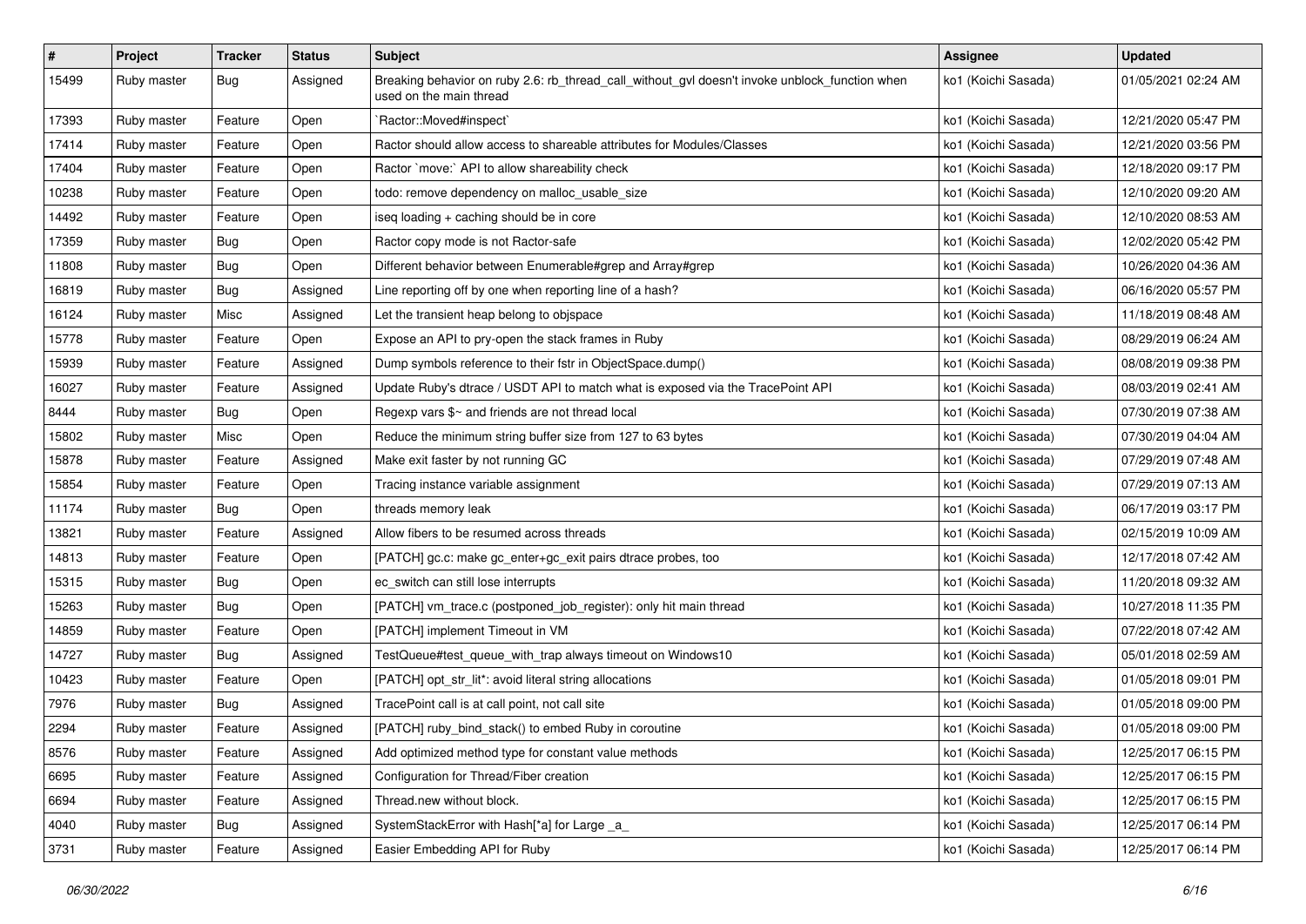| # | Project | Tracker | Status | Subject | Assignee | Updated |
|---|---|---|---|---|---|---|
| 15499 | Ruby master | Bug | Assigned | Breaking behavior on ruby 2.6: rb_thread_call_without_gvl doesn't invoke unblock_function when used on the main thread | ko1 (Koichi Sasada) | 01/05/2021 02:24 AM |
| 17393 | Ruby master | Feature | Open | `Ractor::Moved#inspect` | ko1 (Koichi Sasada) | 12/21/2020 05:47 PM |
| 17414 | Ruby master | Feature | Open | Ractor should allow access to shareable attributes for Modules/Classes | ko1 (Koichi Sasada) | 12/21/2020 03:56 PM |
| 17404 | Ruby master | Feature | Open | Ractor `move:` API to allow shareability check | ko1 (Koichi Sasada) | 12/18/2020 09:17 PM |
| 10238 | Ruby master | Feature | Open | todo: remove dependency on malloc_usable_size | ko1 (Koichi Sasada) | 12/10/2020 09:20 AM |
| 14492 | Ruby master | Feature | Open | iseq loading + caching should be in core | ko1 (Koichi Sasada) | 12/10/2020 08:53 AM |
| 17359 | Ruby master | Bug | Open | Ractor copy mode is not Ractor-safe | ko1 (Koichi Sasada) | 12/02/2020 05:42 PM |
| 11808 | Ruby master | Bug | Open | Different behavior between Enumerable#grep and Array#grep | ko1 (Koichi Sasada) | 10/26/2020 04:36 AM |
| 16819 | Ruby master | Bug | Assigned | Line reporting off by one when reporting line of a hash? | ko1 (Koichi Sasada) | 06/16/2020 05:57 PM |
| 16124 | Ruby master | Misc | Assigned | Let the transient heap belong to objspace | ko1 (Koichi Sasada) | 11/18/2019 08:48 AM |
| 15778 | Ruby master | Feature | Open | Expose an API to pry-open the stack frames in Ruby | ko1 (Koichi Sasada) | 08/29/2019 06:24 AM |
| 15939 | Ruby master | Feature | Assigned | Dump symbols reference to their fstr in ObjectSpace.dump() | ko1 (Koichi Sasada) | 08/08/2019 09:38 PM |
| 16027 | Ruby master | Feature | Assigned | Update Ruby's dtrace / USDT API to match what is exposed via the TracePoint API | ko1 (Koichi Sasada) | 08/03/2019 02:41 AM |
| 8444 | Ruby master | Bug | Open | Regexp vars $~ and friends are not thread local | ko1 (Koichi Sasada) | 07/30/2019 07:38 AM |
| 15802 | Ruby master | Misc | Open | Reduce the minimum string buffer size from 127 to 63 bytes | ko1 (Koichi Sasada) | 07/30/2019 04:04 AM |
| 15878 | Ruby master | Feature | Assigned | Make exit faster by not running GC | ko1 (Koichi Sasada) | 07/29/2019 07:48 AM |
| 15854 | Ruby master | Feature | Open | Tracing instance variable assignment | ko1 (Koichi Sasada) | 07/29/2019 07:13 AM |
| 11174 | Ruby master | Bug | Open | threads memory leak | ko1 (Koichi Sasada) | 06/17/2019 03:17 PM |
| 13821 | Ruby master | Feature | Assigned | Allow fibers to be resumed across threads | ko1 (Koichi Sasada) | 02/15/2019 10:09 AM |
| 14813 | Ruby master | Feature | Open | [PATCH] gc.c: make gc_enter+gc_exit pairs dtrace probes, too | ko1 (Koichi Sasada) | 12/17/2018 07:42 AM |
| 15315 | Ruby master | Bug | Open | ec_switch can still lose interrupts | ko1 (Koichi Sasada) | 11/20/2018 09:32 AM |
| 15263 | Ruby master | Bug | Open | [PATCH] vm_trace.c (postponed_job_register): only hit main thread | ko1 (Koichi Sasada) | 10/27/2018 11:35 PM |
| 14859 | Ruby master | Feature | Open | [PATCH] implement Timeout in VM | ko1 (Koichi Sasada) | 07/22/2018 07:42 AM |
| 14727 | Ruby master | Bug | Assigned | TestQueue#test_queue_with_trap always timeout on Windows10 | ko1 (Koichi Sasada) | 05/01/2018 02:59 AM |
| 10423 | Ruby master | Feature | Open | [PATCH] opt_str_lit*: avoid literal string allocations | ko1 (Koichi Sasada) | 01/05/2018 09:01 PM |
| 7976 | Ruby master | Bug | Assigned | TracePoint call is at call point, not call site | ko1 (Koichi Sasada) | 01/05/2018 09:00 PM |
| 2294 | Ruby master | Feature | Assigned | [PATCH] ruby_bind_stack() to embed Ruby in coroutine | ko1 (Koichi Sasada) | 01/05/2018 09:00 PM |
| 8576 | Ruby master | Feature | Assigned | Add optimized method type for constant value methods | ko1 (Koichi Sasada) | 12/25/2017 06:15 PM |
| 6695 | Ruby master | Feature | Assigned | Configuration for Thread/Fiber creation | ko1 (Koichi Sasada) | 12/25/2017 06:15 PM |
| 6694 | Ruby master | Feature | Assigned | Thread.new without block. | ko1 (Koichi Sasada) | 12/25/2017 06:15 PM |
| 4040 | Ruby master | Bug | Assigned | SystemStackError with Hash[*a] for Large _a_ | ko1 (Koichi Sasada) | 12/25/2017 06:14 PM |
| 3731 | Ruby master | Feature | Assigned | Easier Embedding API for Ruby | ko1 (Koichi Sasada) | 12/25/2017 06:14 PM |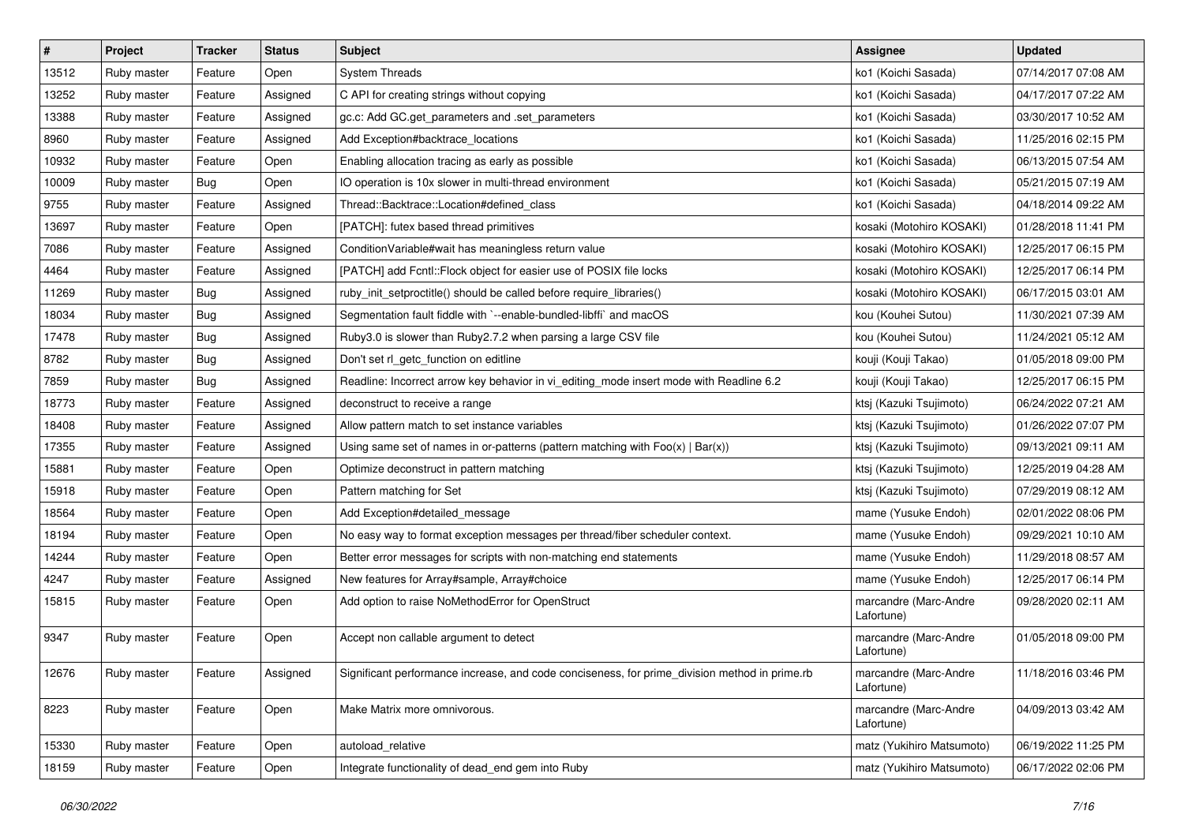| # | Project | Tracker | Status | Subject | Assignee | Updated |
|---|---|---|---|---|---|---|
| 13512 | Ruby master | Feature | Open | System Threads | ko1 (Koichi Sasada) | 07/14/2017 07:08 AM |
| 13252 | Ruby master | Feature | Assigned | C API for creating strings without copying | ko1 (Koichi Sasada) | 04/17/2017 07:22 AM |
| 13388 | Ruby master | Feature | Assigned | gc.c: Add GC.get_parameters and .set_parameters | ko1 (Koichi Sasada) | 03/30/2017 10:52 AM |
| 8960 | Ruby master | Feature | Assigned | Add Exception#backtrace_locations | ko1 (Koichi Sasada) | 11/25/2016 02:15 PM |
| 10932 | Ruby master | Feature | Open | Enabling allocation tracing as early as possible | ko1 (Koichi Sasada) | 06/13/2015 07:54 AM |
| 10009 | Ruby master | Bug | Open | IO operation is 10x slower in multi-thread environment | ko1 (Koichi Sasada) | 05/21/2015 07:19 AM |
| 9755 | Ruby master | Feature | Assigned | Thread::Backtrace::Location#defined_class | ko1 (Koichi Sasada) | 04/18/2014 09:22 AM |
| 13697 | Ruby master | Feature | Open | [PATCH]: futex based thread primitives | kosaki (Motohiro KOSAKI) | 01/28/2018 11:41 PM |
| 7086 | Ruby master | Feature | Assigned | ConditionVariable#wait has meaningless return value | kosaki (Motohiro KOSAKI) | 12/25/2017 06:15 PM |
| 4464 | Ruby master | Feature | Assigned | [PATCH] add Fcntl::Flock object for easier use of POSIX file locks | kosaki (Motohiro KOSAKI) | 12/25/2017 06:14 PM |
| 11269 | Ruby master | Bug | Assigned | ruby_init_setproctitle() should be called before require_libraries() | kosaki (Motohiro KOSAKI) | 06/17/2015 03:01 AM |
| 18034 | Ruby master | Bug | Assigned | Segmentation fault fiddle with `--enable-bundled-libffi` and macOS | kou (Kouhei Sutou) | 11/30/2021 07:39 AM |
| 17478 | Ruby master | Bug | Assigned | Ruby3.0 is slower than Ruby2.7.2 when parsing a large CSV file | kou (Kouhei Sutou) | 11/24/2021 05:12 AM |
| 8782 | Ruby master | Bug | Assigned | Don't set rl_getc_function on editline | kouji (Kouji Takao) | 01/05/2018 09:00 PM |
| 7859 | Ruby master | Bug | Assigned | Readline: Incorrect arrow key behavior in vi_editing_mode insert mode with Readline 6.2 | kouji (Kouji Takao) | 12/25/2017 06:15 PM |
| 18773 | Ruby master | Feature | Assigned | deconstruct to receive a range | ktsj (Kazuki Tsujimoto) | 06/24/2022 07:21 AM |
| 18408 | Ruby master | Feature | Assigned | Allow pattern match to set instance variables | ktsj (Kazuki Tsujimoto) | 01/26/2022 07:07 PM |
| 17355 | Ruby master | Feature | Assigned | Using same set of names in or-patterns (pattern matching with Foo(x) \| Bar(x)) | ktsj (Kazuki Tsujimoto) | 09/13/2021 09:11 AM |
| 15881 | Ruby master | Feature | Open | Optimize deconstruct in pattern matching | ktsj (Kazuki Tsujimoto) | 12/25/2019 04:28 AM |
| 15918 | Ruby master | Feature | Open | Pattern matching for Set | ktsj (Kazuki Tsujimoto) | 07/29/2019 08:12 AM |
| 18564 | Ruby master | Feature | Open | Add Exception#detailed_message | mame (Yusuke Endoh) | 02/01/2022 08:06 PM |
| 18194 | Ruby master | Feature | Open | No easy way to format exception messages per thread/fiber scheduler context. | mame (Yusuke Endoh) | 09/29/2021 10:10 AM |
| 14244 | Ruby master | Feature | Open | Better error messages for scripts with non-matching end statements | mame (Yusuke Endoh) | 11/29/2018 08:57 AM |
| 4247 | Ruby master | Feature | Assigned | New features for Array#sample, Array#choice | mame (Yusuke Endoh) | 12/25/2017 06:14 PM |
| 15815 | Ruby master | Feature | Open | Add option to raise NoMethodError for OpenStruct | marcandre (Marc-Andre Lafortune) | 09/28/2020 02:11 AM |
| 9347 | Ruby master | Feature | Open | Accept non callable argument to detect | marcandre (Marc-Andre Lafortune) | 01/05/2018 09:00 PM |
| 12676 | Ruby master | Feature | Assigned | Significant performance increase, and code conciseness, for prime_division method in prime.rb | marcandre (Marc-Andre Lafortune) | 11/18/2016 03:46 PM |
| 8223 | Ruby master | Feature | Open | Make Matrix more omnivorous. | marcandre (Marc-Andre Lafortune) | 04/09/2013 03:42 AM |
| 15330 | Ruby master | Feature | Open | autoload_relative | matz (Yukihiro Matsumoto) | 06/19/2022 11:25 PM |
| 18159 | Ruby master | Feature | Open | Integrate functionality of dead_end gem into Ruby | matz (Yukihiro Matsumoto) | 06/17/2022 02:06 PM |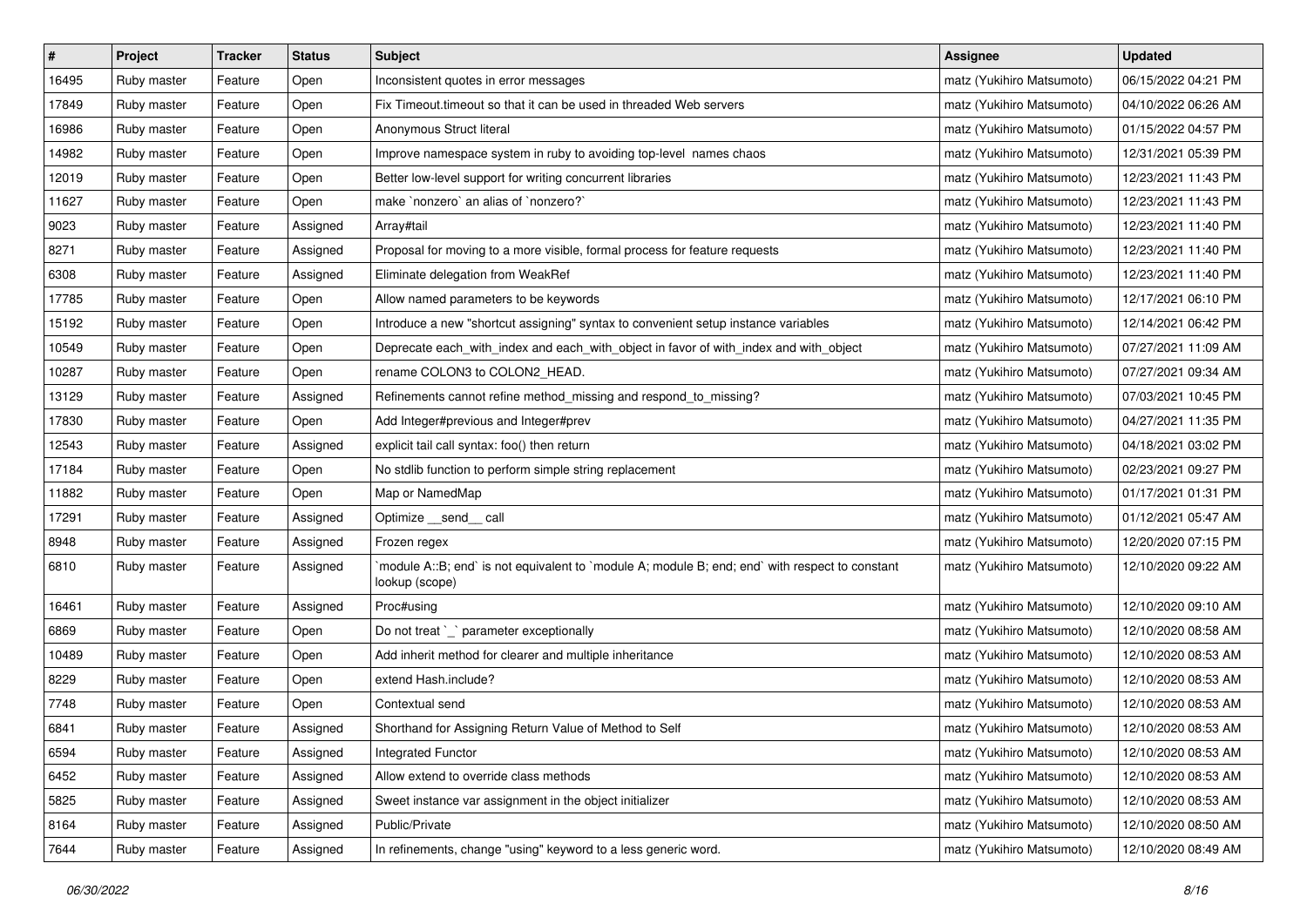| # | Project | Tracker | Status | Subject | Assignee | Updated |
|---|---|---|---|---|---|---|
| 16495 | Ruby master | Feature | Open | Inconsistent quotes in error messages | matz (Yukihiro Matsumoto) | 06/15/2022 04:21 PM |
| 17849 | Ruby master | Feature | Open | Fix Timeout.timeout so that it can be used in threaded Web servers | matz (Yukihiro Matsumoto) | 04/10/2022 06:26 AM |
| 16986 | Ruby master | Feature | Open | Anonymous Struct literal | matz (Yukihiro Matsumoto) | 01/15/2022 04:57 PM |
| 14982 | Ruby master | Feature | Open | Improve namespace system in ruby to avoiding top-level names chaos | matz (Yukihiro Matsumoto) | 12/31/2021 05:39 PM |
| 12019 | Ruby master | Feature | Open | Better low-level support for writing concurrent libraries | matz (Yukihiro Matsumoto) | 12/23/2021 11:43 PM |
| 11627 | Ruby master | Feature | Open | make `nonzero` an alias of `nonzero?` | matz (Yukihiro Matsumoto) | 12/23/2021 11:43 PM |
| 9023 | Ruby master | Feature | Assigned | Array#tail | matz (Yukihiro Matsumoto) | 12/23/2021 11:40 PM |
| 8271 | Ruby master | Feature | Assigned | Proposal for moving to a more visible, formal process for feature requests | matz (Yukihiro Matsumoto) | 12/23/2021 11:40 PM |
| 6308 | Ruby master | Feature | Assigned | Eliminate delegation from WeakRef | matz (Yukihiro Matsumoto) | 12/23/2021 11:40 PM |
| 17785 | Ruby master | Feature | Open | Allow named parameters to be keywords | matz (Yukihiro Matsumoto) | 12/17/2021 06:10 PM |
| 15192 | Ruby master | Feature | Open | Introduce a new "shortcut assigning" syntax to convenient setup instance variables | matz (Yukihiro Matsumoto) | 12/14/2021 06:42 PM |
| 10549 | Ruby master | Feature | Open | Deprecate each_with_index and each_with_object in favor of with_index and with_object | matz (Yukihiro Matsumoto) | 07/27/2021 11:09 AM |
| 10287 | Ruby master | Feature | Open | rename COLON3 to COLON2_HEAD. | matz (Yukihiro Matsumoto) | 07/27/2021 09:34 AM |
| 13129 | Ruby master | Feature | Assigned | Refinements cannot refine method_missing and respond_to_missing? | matz (Yukihiro Matsumoto) | 07/03/2021 10:45 PM |
| 17830 | Ruby master | Feature | Open | Add Integer#previous and Integer#prev | matz (Yukihiro Matsumoto) | 04/27/2021 11:35 PM |
| 12543 | Ruby master | Feature | Assigned | explicit tail call syntax: foo() then return | matz (Yukihiro Matsumoto) | 04/18/2021 03:02 PM |
| 17184 | Ruby master | Feature | Open | No stdlib function to perform simple string replacement | matz (Yukihiro Matsumoto) | 02/23/2021 09:27 PM |
| 11882 | Ruby master | Feature | Open | Map or NamedMap | matz (Yukihiro Matsumoto) | 01/17/2021 01:31 PM |
| 17291 | Ruby master | Feature | Assigned | Optimize __send__ call | matz (Yukihiro Matsumoto) | 01/12/2021 05:47 AM |
| 8948 | Ruby master | Feature | Assigned | Frozen regex | matz (Yukihiro Matsumoto) | 12/20/2020 07:15 PM |
| 6810 | Ruby master | Feature | Assigned | `module A::B; end` is not equivalent to `module A; module B; end; end` with respect to constant lookup (scope) | matz (Yukihiro Matsumoto) | 12/10/2020 09:22 AM |
| 16461 | Ruby master | Feature | Assigned | Proc#using | matz (Yukihiro Matsumoto) | 12/10/2020 09:10 AM |
| 6869 | Ruby master | Feature | Open | Do not treat `_` parameter exceptionally | matz (Yukihiro Matsumoto) | 12/10/2020 08:58 AM |
| 10489 | Ruby master | Feature | Open | Add inherit method for clearer and multiple inheritance | matz (Yukihiro Matsumoto) | 12/10/2020 08:53 AM |
| 8229 | Ruby master | Feature | Open | extend Hash.include? | matz (Yukihiro Matsumoto) | 12/10/2020 08:53 AM |
| 7748 | Ruby master | Feature | Open | Contextual send | matz (Yukihiro Matsumoto) | 12/10/2020 08:53 AM |
| 6841 | Ruby master | Feature | Assigned | Shorthand for Assigning Return Value of Method to Self | matz (Yukihiro Matsumoto) | 12/10/2020 08:53 AM |
| 6594 | Ruby master | Feature | Assigned | Integrated Functor | matz (Yukihiro Matsumoto) | 12/10/2020 08:53 AM |
| 6452 | Ruby master | Feature | Assigned | Allow extend to override class methods | matz (Yukihiro Matsumoto) | 12/10/2020 08:53 AM |
| 5825 | Ruby master | Feature | Assigned | Sweet instance var assignment in the object initializer | matz (Yukihiro Matsumoto) | 12/10/2020 08:53 AM |
| 8164 | Ruby master | Feature | Assigned | Public/Private | matz (Yukihiro Matsumoto) | 12/10/2020 08:50 AM |
| 7644 | Ruby master | Feature | Assigned | In refinements, change "using" keyword to a less generic word. | matz (Yukihiro Matsumoto) | 12/10/2020 08:49 AM |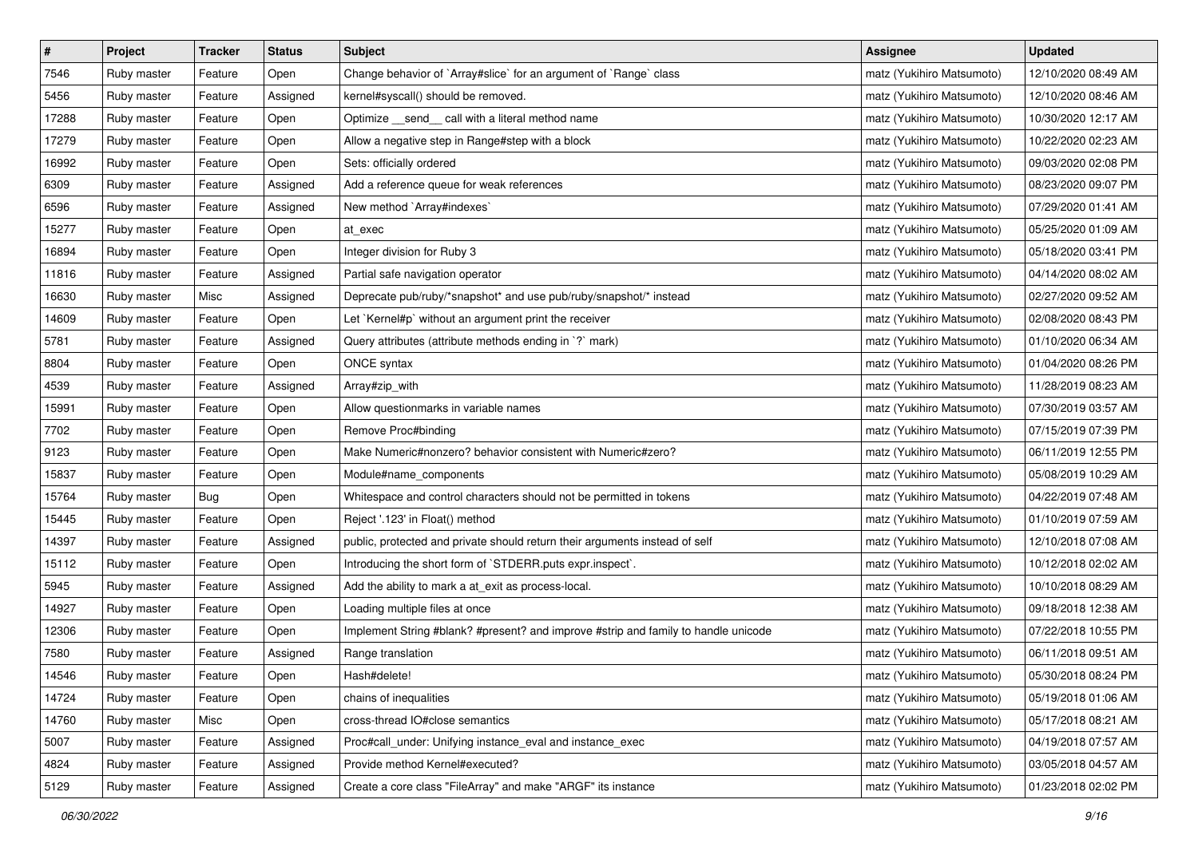| # | Project | Tracker | Status | Subject | Assignee | Updated |
|---|---|---|---|---|---|---|
| 7546 | Ruby master | Feature | Open | Change behavior of `Array#slice` for an argument of `Range` class | matz (Yukihiro Matsumoto) | 12/10/2020 08:49 AM |
| 5456 | Ruby master | Feature | Assigned | kernel#syscall() should be removed. | matz (Yukihiro Matsumoto) | 12/10/2020 08:46 AM |
| 17288 | Ruby master | Feature | Open | Optimize __send__ call with a literal method name | matz (Yukihiro Matsumoto) | 10/30/2020 12:17 AM |
| 17279 | Ruby master | Feature | Open | Allow a negative step in Range#step with a block | matz (Yukihiro Matsumoto) | 10/22/2020 02:23 AM |
| 16992 | Ruby master | Feature | Open | Sets: officially ordered | matz (Yukihiro Matsumoto) | 09/03/2020 02:08 PM |
| 6309 | Ruby master | Feature | Assigned | Add a reference queue for weak references | matz (Yukihiro Matsumoto) | 08/23/2020 09:07 PM |
| 6596 | Ruby master | Feature | Assigned | New method `Array#indexes` | matz (Yukihiro Matsumoto) | 07/29/2020 01:41 AM |
| 15277 | Ruby master | Feature | Open | at_exec | matz (Yukihiro Matsumoto) | 05/25/2020 01:09 AM |
| 16894 | Ruby master | Feature | Open | Integer division for Ruby 3 | matz (Yukihiro Matsumoto) | 05/18/2020 03:41 PM |
| 11816 | Ruby master | Feature | Assigned | Partial safe navigation operator | matz (Yukihiro Matsumoto) | 04/14/2020 08:02 AM |
| 16630 | Ruby master | Misc | Assigned | Deprecate pub/ruby/*snapshot* and use pub/ruby/snapshot/* instead | matz (Yukihiro Matsumoto) | 02/27/2020 09:52 AM |
| 14609 | Ruby master | Feature | Open | Let `Kernel#p` without an argument print the receiver | matz (Yukihiro Matsumoto) | 02/08/2020 08:43 PM |
| 5781 | Ruby master | Feature | Assigned | Query attributes (attribute methods ending in `?` mark) | matz (Yukihiro Matsumoto) | 01/10/2020 06:34 AM |
| 8804 | Ruby master | Feature | Open | ONCE syntax | matz (Yukihiro Matsumoto) | 01/04/2020 08:26 PM |
| 4539 | Ruby master | Feature | Assigned | Array#zip_with | matz (Yukihiro Matsumoto) | 11/28/2019 08:23 AM |
| 15991 | Ruby master | Feature | Open | Allow questionmarks in variable names | matz (Yukihiro Matsumoto) | 07/30/2019 03:57 AM |
| 7702 | Ruby master | Feature | Open | Remove Proc#binding | matz (Yukihiro Matsumoto) | 07/15/2019 07:39 PM |
| 9123 | Ruby master | Feature | Open | Make Numeric#nonzero? behavior consistent with Numeric#zero? | matz (Yukihiro Matsumoto) | 06/11/2019 12:55 PM |
| 15837 | Ruby master | Feature | Open | Module#name_components | matz (Yukihiro Matsumoto) | 05/08/2019 10:29 AM |
| 15764 | Ruby master | Bug | Open | Whitespace and control characters should not be permitted in tokens | matz (Yukihiro Matsumoto) | 04/22/2019 07:48 AM |
| 15445 | Ruby master | Feature | Open | Reject '.123' in Float() method | matz (Yukihiro Matsumoto) | 01/10/2019 07:59 AM |
| 14397 | Ruby master | Feature | Assigned | public, protected and private should return their arguments instead of self | matz (Yukihiro Matsumoto) | 12/10/2018 07:08 AM |
| 15112 | Ruby master | Feature | Open | Introducing the short form of `STDERR.puts expr.inspect`. | matz (Yukihiro Matsumoto) | 10/12/2018 02:02 AM |
| 5945 | Ruby master | Feature | Assigned | Add the ability to mark a at_exit as process-local. | matz (Yukihiro Matsumoto) | 10/10/2018 08:29 AM |
| 14927 | Ruby master | Feature | Open | Loading multiple files at once | matz (Yukihiro Matsumoto) | 09/18/2018 12:38 AM |
| 12306 | Ruby master | Feature | Open | Implement String #blank? #present? and improve #strip and family to handle unicode | matz (Yukihiro Matsumoto) | 07/22/2018 10:55 PM |
| 7580 | Ruby master | Feature | Assigned | Range translation | matz (Yukihiro Matsumoto) | 06/11/2018 09:51 AM |
| 14546 | Ruby master | Feature | Open | Hash#delete! | matz (Yukihiro Matsumoto) | 05/30/2018 08:24 PM |
| 14724 | Ruby master | Feature | Open | chains of inequalities | matz (Yukihiro Matsumoto) | 05/19/2018 01:06 AM |
| 14760 | Ruby master | Misc | Open | cross-thread IO#close semantics | matz (Yukihiro Matsumoto) | 05/17/2018 08:21 AM |
| 5007 | Ruby master | Feature | Assigned | Proc#call_under: Unifying instance_eval and instance_exec | matz (Yukihiro Matsumoto) | 04/19/2018 07:57 AM |
| 4824 | Ruby master | Feature | Assigned | Provide method Kernel#executed? | matz (Yukihiro Matsumoto) | 03/05/2018 04:57 AM |
| 5129 | Ruby master | Feature | Assigned | Create a core class "FileArray" and make "ARGF" its instance | matz (Yukihiro Matsumoto) | 01/23/2018 02:02 PM |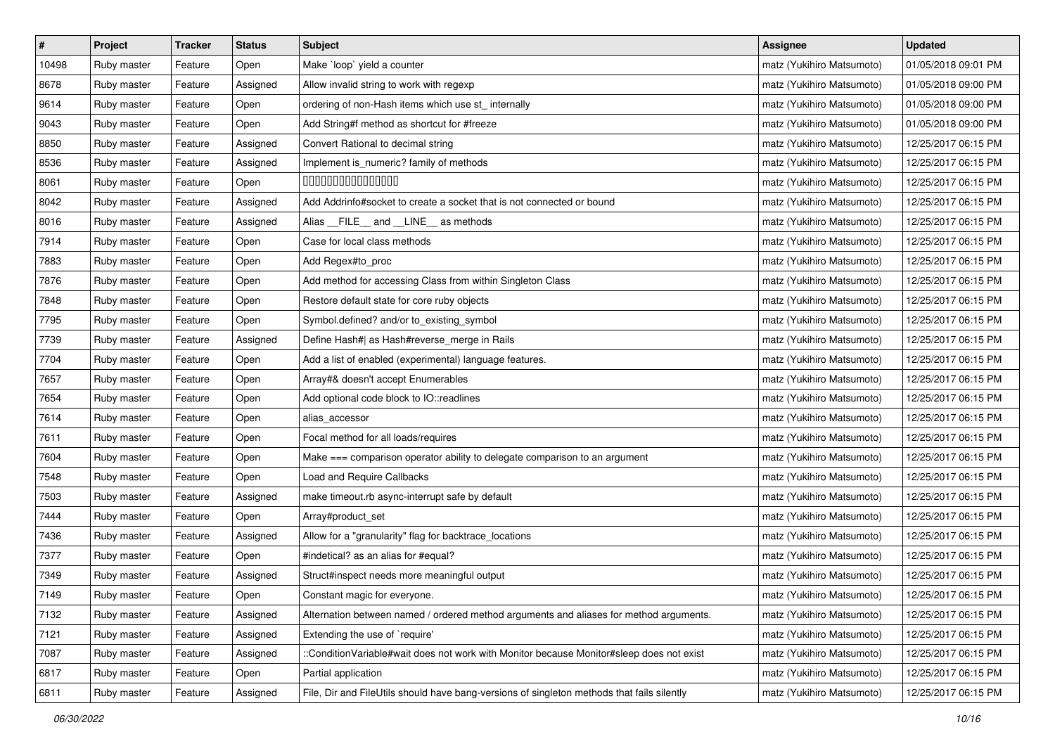| # | Project | Tracker | Status | Subject | Assignee | Updated |
|---|---|---|---|---|---|---|
| 10498 | Ruby master | Feature | Open | Make `loop` yield a counter | matz (Yukihiro Matsumoto) | 01/05/2018 09:01 PM |
| 8678 | Ruby master | Feature | Assigned | Allow invalid string to work with regexp | matz (Yukihiro Matsumoto) | 01/05/2018 09:00 PM |
| 9614 | Ruby master | Feature | Open | ordering of non-Hash items which use st_ internally | matz (Yukihiro Matsumoto) | 01/05/2018 09:00 PM |
| 9043 | Ruby master | Feature | Open | Add String#f method as shortcut for #freeze | matz (Yukihiro Matsumoto) | 01/05/2018 09:00 PM |
| 8850 | Ruby master | Feature | Assigned | Convert Rational to decimal string | matz (Yukihiro Matsumoto) | 12/25/2017 06:15 PM |
| 8536 | Ruby master | Feature | Assigned | Implement is_numeric? family of methods | matz (Yukihiro Matsumoto) | 12/25/2017 06:15 PM |
| 8061 | Ruby master | Feature | Open | 〼〼〼〼〼〼〼〼〼〼〼〼〼〼〼〼 | matz (Yukihiro Matsumoto) | 12/25/2017 06:15 PM |
| 8042 | Ruby master | Feature | Assigned | Add Addrinfo#socket to create a socket that is not connected or bound | matz (Yukihiro Matsumoto) | 12/25/2017 06:15 PM |
| 8016 | Ruby master | Feature | Assigned | Alias __FILE__ and __LINE__ as methods | matz (Yukihiro Matsumoto) | 12/25/2017 06:15 PM |
| 7914 | Ruby master | Feature | Open | Case for local class methods | matz (Yukihiro Matsumoto) | 12/25/2017 06:15 PM |
| 7883 | Ruby master | Feature | Open | Add Regex#to_proc | matz (Yukihiro Matsumoto) | 12/25/2017 06:15 PM |
| 7876 | Ruby master | Feature | Open | Add method for accessing Class from within Singleton Class | matz (Yukihiro Matsumoto) | 12/25/2017 06:15 PM |
| 7848 | Ruby master | Feature | Open | Restore default state for core ruby objects | matz (Yukihiro Matsumoto) | 12/25/2017 06:15 PM |
| 7795 | Ruby master | Feature | Open | Symbol.defined? and/or to_existing_symbol | matz (Yukihiro Matsumoto) | 12/25/2017 06:15 PM |
| 7739 | Ruby master | Feature | Assigned | Define Hash#\| as Hash#reverse_merge in Rails | matz (Yukihiro Matsumoto) | 12/25/2017 06:15 PM |
| 7704 | Ruby master | Feature | Open | Add a list of enabled (experimental) language features. | matz (Yukihiro Matsumoto) | 12/25/2017 06:15 PM |
| 7657 | Ruby master | Feature | Open | Array#& doesn't accept Enumerables | matz (Yukihiro Matsumoto) | 12/25/2017 06:15 PM |
| 7654 | Ruby master | Feature | Open | Add optional code block to IO::readlines | matz (Yukihiro Matsumoto) | 12/25/2017 06:15 PM |
| 7614 | Ruby master | Feature | Open | alias_accessor | matz (Yukihiro Matsumoto) | 12/25/2017 06:15 PM |
| 7611 | Ruby master | Feature | Open | Focal method for all loads/requires | matz (Yukihiro Matsumoto) | 12/25/2017 06:15 PM |
| 7604 | Ruby master | Feature | Open | Make === comparison operator ability to delegate comparison to an argument | matz (Yukihiro Matsumoto) | 12/25/2017 06:15 PM |
| 7548 | Ruby master | Feature | Open | Load and Require Callbacks | matz (Yukihiro Matsumoto) | 12/25/2017 06:15 PM |
| 7503 | Ruby master | Feature | Assigned | make timeout.rb async-interrupt safe by default | matz (Yukihiro Matsumoto) | 12/25/2017 06:15 PM |
| 7444 | Ruby master | Feature | Open | Array#product_set | matz (Yukihiro Matsumoto) | 12/25/2017 06:15 PM |
| 7436 | Ruby master | Feature | Assigned | Allow for a "granularity" flag for backtrace_locations | matz (Yukihiro Matsumoto) | 12/25/2017 06:15 PM |
| 7377 | Ruby master | Feature | Open | #indetical? as an alias for #equal? | matz (Yukihiro Matsumoto) | 12/25/2017 06:15 PM |
| 7349 | Ruby master | Feature | Assigned | Struct#inspect needs more meaningful output | matz (Yukihiro Matsumoto) | 12/25/2017 06:15 PM |
| 7149 | Ruby master | Feature | Open | Constant magic for everyone. | matz (Yukihiro Matsumoto) | 12/25/2017 06:15 PM |
| 7132 | Ruby master | Feature | Assigned | Alternation between named / ordered method arguments and aliases for method arguments. | matz (Yukihiro Matsumoto) | 12/25/2017 06:15 PM |
| 7121 | Ruby master | Feature | Assigned | Extending the use of `require' | matz (Yukihiro Matsumoto) | 12/25/2017 06:15 PM |
| 7087 | Ruby master | Feature | Assigned | ::ConditionVariable#wait does not work with Monitor because Monitor#sleep does not exist | matz (Yukihiro Matsumoto) | 12/25/2017 06:15 PM |
| 6817 | Ruby master | Feature | Open | Partial application | matz (Yukihiro Matsumoto) | 12/25/2017 06:15 PM |
| 6811 | Ruby master | Feature | Assigned | File, Dir and FileUtils should have bang-versions of singleton methods that fails silently | matz (Yukihiro Matsumoto) | 12/25/2017 06:15 PM |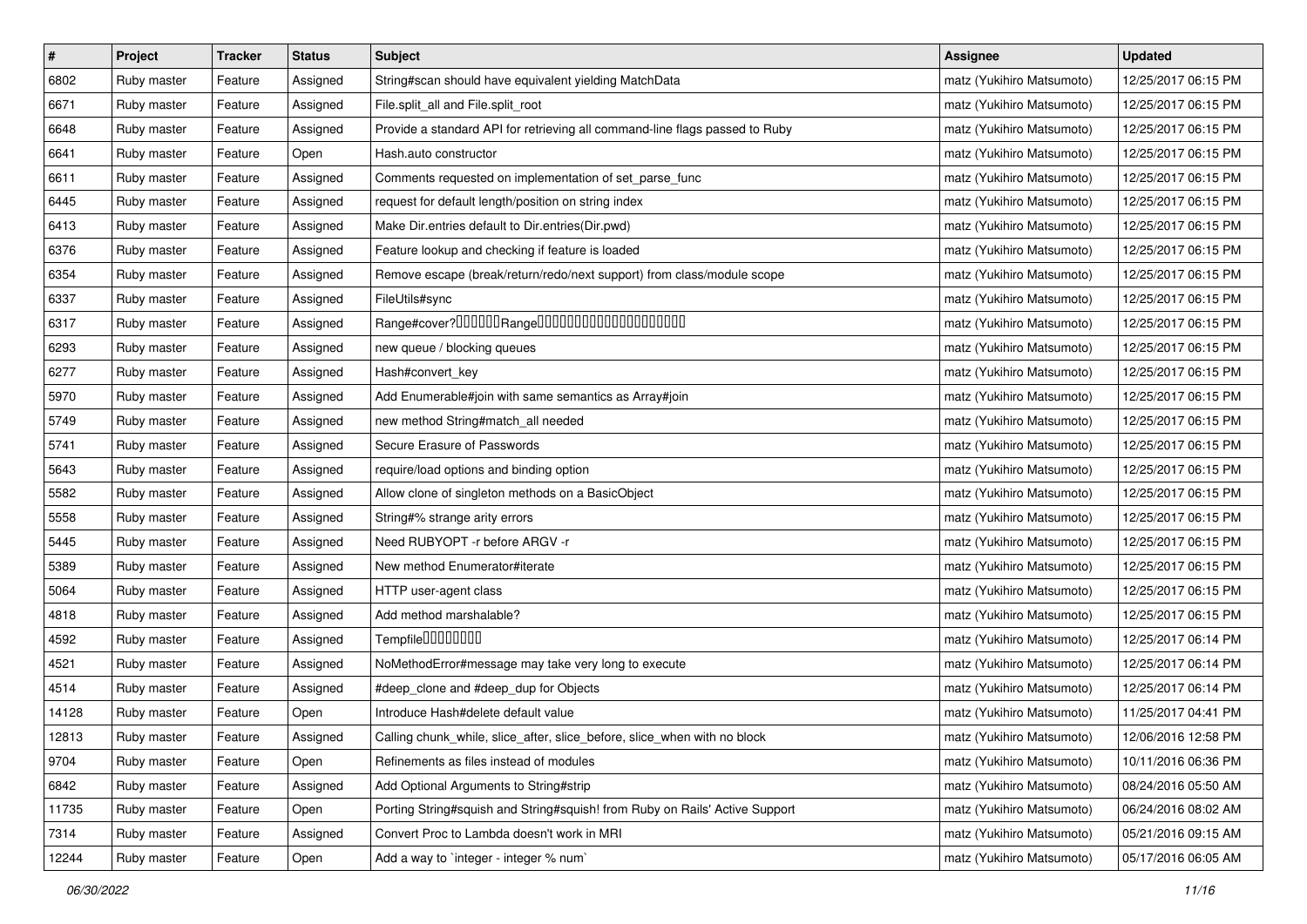| # | Project | Tracker | Status | Subject | Assignee | Updated |
|---|---|---|---|---|---|---|
| 6802 | Ruby master | Feature | Assigned | String#scan should have equivalent yielding MatchData | matz (Yukihiro Matsumoto) | 12/25/2017 06:15 PM |
| 6671 | Ruby master | Feature | Assigned | File.split_all and File.split_root | matz (Yukihiro Matsumoto) | 12/25/2017 06:15 PM |
| 6648 | Ruby master | Feature | Assigned | Provide a standard API for retrieving all command-line flags passed to Ruby | matz (Yukihiro Matsumoto) | 12/25/2017 06:15 PM |
| 6641 | Ruby master | Feature | Open | Hash.auto constructor | matz (Yukihiro Matsumoto) | 12/25/2017 06:15 PM |
| 6611 | Ruby master | Feature | Assigned | Comments requested on implementation of set_parse_func | matz (Yukihiro Matsumoto) | 12/25/2017 06:15 PM |
| 6445 | Ruby master | Feature | Assigned | request for default length/position on string index | matz (Yukihiro Matsumoto) | 12/25/2017 06:15 PM |
| 6413 | Ruby master | Feature | Assigned | Make Dir.entries default to Dir.entries(Dir.pwd) | matz (Yukihiro Matsumoto) | 12/25/2017 06:15 PM |
| 6376 | Ruby master | Feature | Assigned | Feature lookup and checking if feature is loaded | matz (Yukihiro Matsumoto) | 12/25/2017 06:15 PM |
| 6354 | Ruby master | Feature | Assigned | Remove escape (break/return/redo/next support) from class/module scope | matz (Yukihiro Matsumoto) | 12/25/2017 06:15 PM |
| 6337 | Ruby master | Feature | Assigned | FileUtils#sync | matz (Yukihiro Matsumoto) | 12/25/2017 06:15 PM |
| 6317 | Ruby master | Feature | Assigned | Range#cover?□□□□□□Range□□□□□□□□□□□□□□□□□□□□ | matz (Yukihiro Matsumoto) | 12/25/2017 06:15 PM |
| 6293 | Ruby master | Feature | Assigned | new queue / blocking queues | matz (Yukihiro Matsumoto) | 12/25/2017 06:15 PM |
| 6277 | Ruby master | Feature | Assigned | Hash#convert_key | matz (Yukihiro Matsumoto) | 12/25/2017 06:15 PM |
| 5970 | Ruby master | Feature | Assigned | Add Enumerable#join with same semantics as Array#join | matz (Yukihiro Matsumoto) | 12/25/2017 06:15 PM |
| 5749 | Ruby master | Feature | Assigned | new method String#match_all needed | matz (Yukihiro Matsumoto) | 12/25/2017 06:15 PM |
| 5741 | Ruby master | Feature | Assigned | Secure Erasure of Passwords | matz (Yukihiro Matsumoto) | 12/25/2017 06:15 PM |
| 5643 | Ruby master | Feature | Assigned | require/load options and binding option | matz (Yukihiro Matsumoto) | 12/25/2017 06:15 PM |
| 5582 | Ruby master | Feature | Assigned | Allow clone of singleton methods on a BasicObject | matz (Yukihiro Matsumoto) | 12/25/2017 06:15 PM |
| 5558 | Ruby master | Feature | Assigned | String#% strange arity errors | matz (Yukihiro Matsumoto) | 12/25/2017 06:15 PM |
| 5445 | Ruby master | Feature | Assigned | Need RUBYOPT -r before ARGV -r | matz (Yukihiro Matsumoto) | 12/25/2017 06:15 PM |
| 5389 | Ruby master | Feature | Assigned | New method Enumerator#iterate | matz (Yukihiro Matsumoto) | 12/25/2017 06:15 PM |
| 5064 | Ruby master | Feature | Assigned | HTTP user-agent class | matz (Yukihiro Matsumoto) | 12/25/2017 06:15 PM |
| 4818 | Ruby master | Feature | Assigned | Add method marshalable? | matz (Yukihiro Matsumoto) | 12/25/2017 06:15 PM |
| 4592 | Ruby master | Feature | Assigned | Tempfile□□□□□□□□ | matz (Yukihiro Matsumoto) | 12/25/2017 06:14 PM |
| 4521 | Ruby master | Feature | Assigned | NoMethodError#message may take very long to execute | matz (Yukihiro Matsumoto) | 12/25/2017 06:14 PM |
| 4514 | Ruby master | Feature | Assigned | #deep_clone and #deep_dup for Objects | matz (Yukihiro Matsumoto) | 12/25/2017 06:14 PM |
| 14128 | Ruby master | Feature | Open | Introduce Hash#delete default value | matz (Yukihiro Matsumoto) | 11/25/2017 04:41 PM |
| 12813 | Ruby master | Feature | Assigned | Calling chunk_while, slice_after, slice_before, slice_when with no block | matz (Yukihiro Matsumoto) | 12/06/2016 12:58 PM |
| 9704 | Ruby master | Feature | Open | Refinements as files instead of modules | matz (Yukihiro Matsumoto) | 10/11/2016 06:36 PM |
| 6842 | Ruby master | Feature | Assigned | Add Optional Arguments to String#strip | matz (Yukihiro Matsumoto) | 08/24/2016 05:50 AM |
| 11735 | Ruby master | Feature | Open | Porting String#squish and String#squish! from Ruby on Rails' Active Support | matz (Yukihiro Matsumoto) | 06/24/2016 08:02 AM |
| 7314 | Ruby master | Feature | Assigned | Convert Proc to Lambda doesn't work in MRI | matz (Yukihiro Matsumoto) | 05/21/2016 09:15 AM |
| 12244 | Ruby master | Feature | Open | Add a way to `integer - integer % num` | matz (Yukihiro Matsumoto) | 05/17/2016 06:05 AM |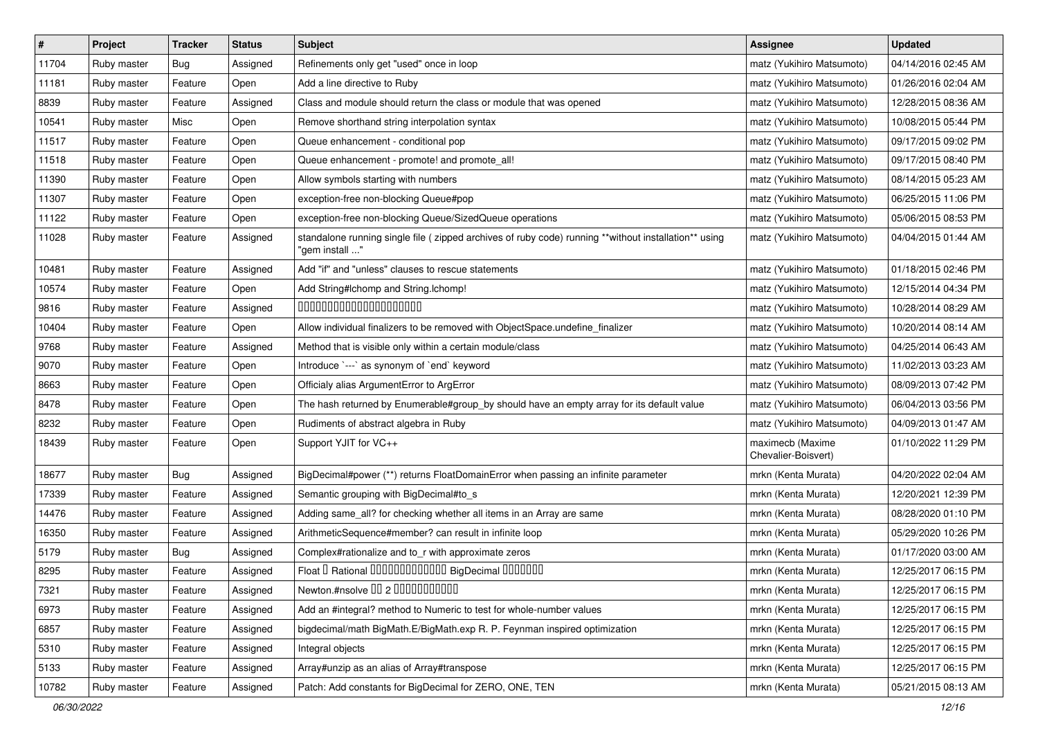| # | Project | Tracker | Status | Subject | Assignee | Updated |
|---|---|---|---|---|---|---|
| 11704 | Ruby master | Bug | Assigned | Refinements only get "used" once in loop | matz (Yukihiro Matsumoto) | 04/14/2016 02:45 AM |
| 11181 | Ruby master | Feature | Open | Add a line directive to Ruby | matz (Yukihiro Matsumoto) | 01/26/2016 02:04 AM |
| 8839 | Ruby master | Feature | Assigned | Class and module should return the class or module that was opened | matz (Yukihiro Matsumoto) | 12/28/2015 08:36 AM |
| 10541 | Ruby master | Misc | Open | Remove shorthand string interpolation syntax | matz (Yukihiro Matsumoto) | 10/08/2015 05:44 PM |
| 11517 | Ruby master | Feature | Open | Queue enhancement - conditional pop | matz (Yukihiro Matsumoto) | 09/17/2015 09:02 PM |
| 11518 | Ruby master | Feature | Open | Queue enhancement - promote! and promote_all! | matz (Yukihiro Matsumoto) | 09/17/2015 08:40 PM |
| 11390 | Ruby master | Feature | Open | Allow symbols starting with numbers | matz (Yukihiro Matsumoto) | 08/14/2015 05:23 AM |
| 11307 | Ruby master | Feature | Open | exception-free non-blocking Queue#pop | matz (Yukihiro Matsumoto) | 06/25/2015 11:06 PM |
| 11122 | Ruby master | Feature | Open | exception-free non-blocking Queue/SizedQueue operations | matz (Yukihiro Matsumoto) | 05/06/2015 08:53 PM |
| 11028 | Ruby master | Feature | Assigned | standalone running single file ( zipped archives of ruby code) running **without installation** using "gem install ..." | matz (Yukihiro Matsumoto) | 04/04/2015 01:44 AM |
| 10481 | Ruby master | Feature | Assigned | Add "if" and "unless" clauses to rescue statements | matz (Yukihiro Matsumoto) | 01/18/2015 02:46 PM |
| 10574 | Ruby master | Feature | Open | Add String#lchomp and String.lchomp! | matz (Yukihiro Matsumoto) | 12/15/2014 04:34 PM |
| 9816 | Ruby master | Feature | Assigned | 00000000000000000000000 | matz (Yukihiro Matsumoto) | 10/28/2014 08:29 AM |
| 10404 | Ruby master | Feature | Open | Allow individual finalizers to be removed with ObjectSpace.undefine_finalizer | matz (Yukihiro Matsumoto) | 10/20/2014 08:14 AM |
| 9768 | Ruby master | Feature | Assigned | Method that is visible only within a certain module/class | matz (Yukihiro Matsumoto) | 04/25/2014 06:43 AM |
| 9070 | Ruby master | Feature | Open | Introduce `---` as synonym of `end` keyword | matz (Yukihiro Matsumoto) | 11/02/2013 03:23 AM |
| 8663 | Ruby master | Feature | Open | Officialy alias ArgumentError to ArgError | matz (Yukihiro Matsumoto) | 08/09/2013 07:42 PM |
| 8478 | Ruby master | Feature | Open | The hash returned by Enumerable#group_by should have an empty array for its default value | matz (Yukihiro Matsumoto) | 06/04/2013 03:56 PM |
| 8232 | Ruby master | Feature | Open | Rudiments of abstract algebra in Ruby | matz (Yukihiro Matsumoto) | 04/09/2013 01:47 AM |
| 18439 | Ruby master | Feature | Open | Support YJIT for VC++ | maximecb (Maxime Chevalier-Boisvert) | 01/10/2022 11:29 PM |
| 18677 | Ruby master | Bug | Assigned | BigDecimal#power (**) returns FloatDomainError when passing an infinite parameter | mrkn (Kenta Murata) | 04/20/2022 02:04 AM |
| 17339 | Ruby master | Feature | Assigned | Semantic grouping with BigDecimal#to_s | mrkn (Kenta Murata) | 12/20/2021 12:39 PM |
| 14476 | Ruby master | Feature | Assigned | Adding same_all? for checking whether all items in an Array are same | mrkn (Kenta Murata) | 08/28/2020 01:10 PM |
| 16350 | Ruby master | Feature | Assigned | ArithmeticSequence#member? can result in infinite loop | mrkn (Kenta Murata) | 05/29/2020 10:26 PM |
| 5179 | Ruby master | Bug | Assigned | Complex#rationalize and to_r with approximate zeros | mrkn (Kenta Murata) | 01/17/2020 03:00 AM |
| 8295 | Ruby master | Feature | Assigned | Float 0 Rational 0000000000000 BigDecimal 0000000 | mrkn (Kenta Murata) | 12/25/2017 06:15 PM |
| 7321 | Ruby master | Feature | Assigned | Newton.#nsolve 00 2 00000000000 | mrkn (Kenta Murata) | 12/25/2017 06:15 PM |
| 6973 | Ruby master | Feature | Assigned | Add an #integral? method to Numeric to test for whole-number values | mrkn (Kenta Murata) | 12/25/2017 06:15 PM |
| 6857 | Ruby master | Feature | Assigned | bigdecimal/math BigMath.E/BigMath.exp R. P. Feynman inspired optimization | mrkn (Kenta Murata) | 12/25/2017 06:15 PM |
| 5310 | Ruby master | Feature | Assigned | Integral objects | mrkn (Kenta Murata) | 12/25/2017 06:15 PM |
| 5133 | Ruby master | Feature | Assigned | Array#unzip as an alias of Array#transpose | mrkn (Kenta Murata) | 12/25/2017 06:15 PM |
| 10782 | Ruby master | Feature | Assigned | Patch: Add constants for BigDecimal for ZERO, ONE, TEN | mrkn (Kenta Murata) | 05/21/2015 08:13 AM |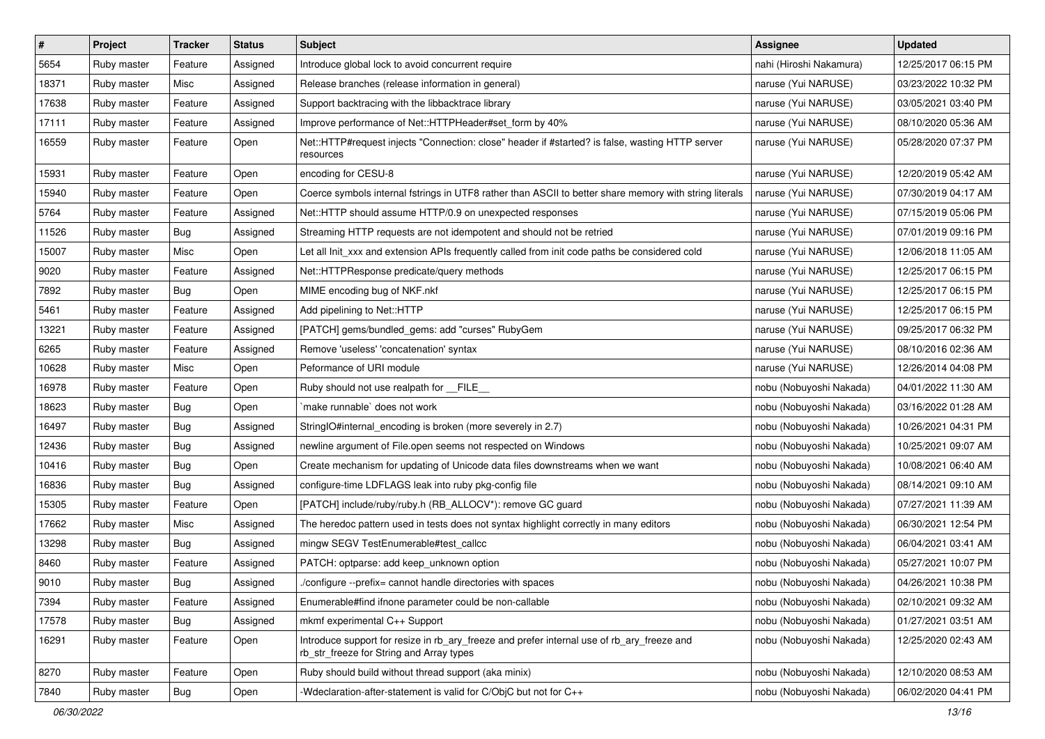| # | Project | Tracker | Status | Subject | Assignee | Updated |
| --- | --- | --- | --- | --- | --- | --- |
| 5654 | Ruby master | Feature | Assigned | Introduce global lock to avoid concurrent require | nahi (Hiroshi Nakamura) | 12/25/2017 06:15 PM |
| 18371 | Ruby master | Misc | Assigned | Release branches (release information in general) | naruse (Yui NARUSE) | 03/23/2022 10:32 PM |
| 17638 | Ruby master | Feature | Assigned | Support backtracing with the libbacktrace library | naruse (Yui NARUSE) | 03/05/2021 03:40 PM |
| 17111 | Ruby master | Feature | Assigned | Improve performance of Net::HTTPHeader#set_form by 40% | naruse (Yui NARUSE) | 08/10/2020 05:36 AM |
| 16559 | Ruby master | Feature | Open | Net::HTTP#request injects "Connection: close" header if #started? is false, wasting HTTP server resources | naruse (Yui NARUSE) | 05/28/2020 07:37 PM |
| 15931 | Ruby master | Feature | Open | encoding for CESU-8 | naruse (Yui NARUSE) | 12/20/2019 05:42 AM |
| 15940 | Ruby master | Feature | Open | Coerce symbols internal fstrings in UTF8 rather than ASCII to better share memory with string literals | naruse (Yui NARUSE) | 07/30/2019 04:17 AM |
| 5764 | Ruby master | Feature | Assigned | Net::HTTP should assume HTTP/0.9 on unexpected responses | naruse (Yui NARUSE) | 07/15/2019 05:06 PM |
| 11526 | Ruby master | Bug | Assigned | Streaming HTTP requests are not idempotent and should not be retried | naruse (Yui NARUSE) | 07/01/2019 09:16 PM |
| 15007 | Ruby master | Misc | Open | Let all Init_xxx and extension APIs frequently called from init code paths be considered cold | naruse (Yui NARUSE) | 12/06/2018 11:05 AM |
| 9020 | Ruby master | Feature | Assigned | Net::HTTPResponse predicate/query methods | naruse (Yui NARUSE) | 12/25/2017 06:15 PM |
| 7892 | Ruby master | Bug | Open | MIME encoding bug of NKF.nkf | naruse (Yui NARUSE) | 12/25/2017 06:15 PM |
| 5461 | Ruby master | Feature | Assigned | Add pipelining to Net::HTTP | naruse (Yui NARUSE) | 12/25/2017 06:15 PM |
| 13221 | Ruby master | Feature | Assigned | [PATCH] gems/bundled_gems: add "curses" RubyGem | naruse (Yui NARUSE) | 09/25/2017 06:32 PM |
| 6265 | Ruby master | Feature | Assigned | Remove 'useless' 'concatenation' syntax | naruse (Yui NARUSE) | 08/10/2016 02:36 AM |
| 10628 | Ruby master | Misc | Open | Peformance of URI module | naruse (Yui NARUSE) | 12/26/2014 04:08 PM |
| 16978 | Ruby master | Feature | Open | Ruby should not use realpath for __FILE__ | nobu (Nobuyoshi Nakada) | 04/01/2022 11:30 AM |
| 18623 | Ruby master | Bug | Open | `make runnable` does not work | nobu (Nobuyoshi Nakada) | 03/16/2022 01:28 AM |
| 16497 | Ruby master | Bug | Assigned | StringIO#internal_encoding is broken (more severely in 2.7) | nobu (Nobuyoshi Nakada) | 10/26/2021 04:31 PM |
| 12436 | Ruby master | Bug | Assigned | newline argument of File.open seems not respected on Windows | nobu (Nobuyoshi Nakada) | 10/25/2021 09:07 AM |
| 10416 | Ruby master | Bug | Open | Create mechanism for updating of Unicode data files downstreams when we want | nobu (Nobuyoshi Nakada) | 10/08/2021 06:40 AM |
| 16836 | Ruby master | Bug | Assigned | configure-time LDFLAGS leak into ruby pkg-config file | nobu (Nobuyoshi Nakada) | 08/14/2021 09:10 AM |
| 15305 | Ruby master | Feature | Open | [PATCH] include/ruby/ruby.h (RB_ALLOCV*): remove GC guard | nobu (Nobuyoshi Nakada) | 07/27/2021 11:39 AM |
| 17662 | Ruby master | Misc | Assigned | The heredoc pattern used in tests does not syntax highlight correctly in many editors | nobu (Nobuyoshi Nakada) | 06/30/2021 12:54 PM |
| 13298 | Ruby master | Bug | Assigned | mingw SEGV TestEnumerable#test_callcc | nobu (Nobuyoshi Nakada) | 06/04/2021 03:41 AM |
| 8460 | Ruby master | Feature | Assigned | PATCH: optparse: add keep_unknown option | nobu (Nobuyoshi Nakada) | 05/27/2021 10:07 PM |
| 9010 | Ruby master | Bug | Assigned | ./configure --prefix= cannot handle directories with spaces | nobu (Nobuyoshi Nakada) | 04/26/2021 10:38 PM |
| 7394 | Ruby master | Feature | Assigned | Enumerable#find ifnone parameter could be non-callable | nobu (Nobuyoshi Nakada) | 02/10/2021 09:32 AM |
| 17578 | Ruby master | Bug | Assigned | mkmf experimental C++ Support | nobu (Nobuyoshi Nakada) | 01/27/2021 03:51 AM |
| 16291 | Ruby master | Feature | Open | Introduce support for resize in rb_ary_freeze and prefer internal use of rb_ary_freeze and rb_str_freeze for String and Array types | nobu (Nobuyoshi Nakada) | 12/25/2020 02:43 AM |
| 8270 | Ruby master | Feature | Open | Ruby should build without thread support (aka minix) | nobu (Nobuyoshi Nakada) | 12/10/2020 08:53 AM |
| 7840 | Ruby master | Bug | Open | -Wdeclaration-after-statement is valid for C/ObjC but not for C++ | nobu (Nobuyoshi Nakada) | 06/02/2020 04:41 PM |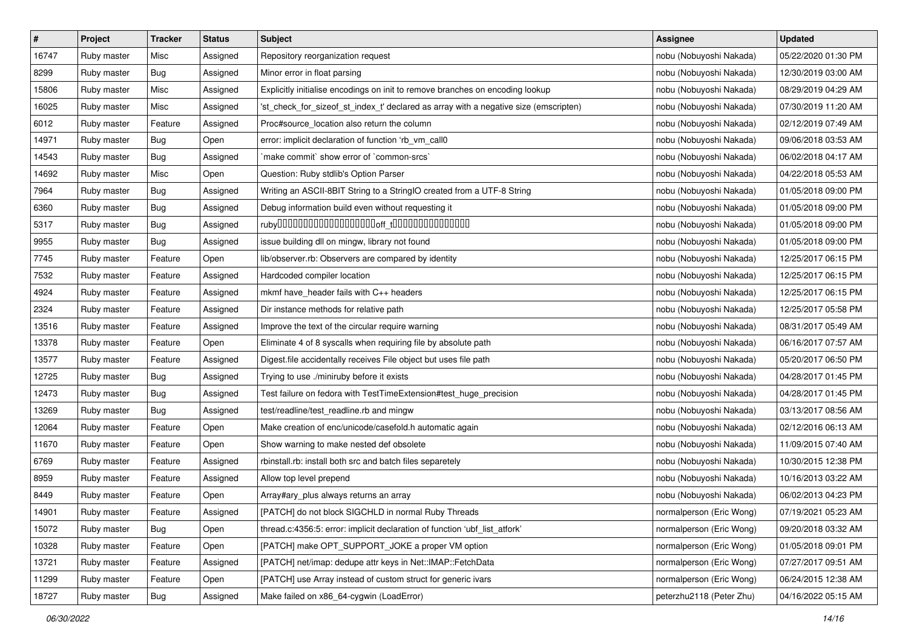| # | Project | Tracker | Status | Subject | Assignee | Updated |
|---|---|---|---|---|---|---|
| 16747 | Ruby master | Misc | Assigned | Repository reorganization request | nobu (Nobuyoshi Nakada) | 05/22/2020 01:30 PM |
| 8299 | Ruby master | Bug | Assigned | Minor error in float parsing | nobu (Nobuyoshi Nakada) | 12/30/2019 03:00 AM |
| 15806 | Ruby master | Misc | Assigned | Explicitly initialise encodings on init to remove branches on encoding lookup | nobu (Nobuyoshi Nakada) | 08/29/2019 04:29 AM |
| 16025 | Ruby master | Misc | Assigned | 'st_check_for_sizeof_st_index_t' declared as array with a negative size (emscripten) | nobu (Nobuyoshi Nakada) | 07/30/2019 11:20 AM |
| 6012 | Ruby master | Feature | Assigned | Proc#source_location also return the column | nobu (Nobuyoshi Nakada) | 02/12/2019 07:49 AM |
| 14971 | Ruby master | Bug | Open | error: implicit declaration of function 'rb_vm_call0 | nobu (Nobuyoshi Nakada) | 09/06/2018 03:53 AM |
| 14543 | Ruby master | Bug | Assigned | `make commit` show error of `common-srcs` | nobu (Nobuyoshi Nakada) | 06/02/2018 04:17 AM |
| 14692 | Ruby master | Misc | Open | Question: Ruby stdlib's Option Parser | nobu (Nobuyoshi Nakada) | 04/22/2018 05:53 AM |
| 7964 | Ruby master | Bug | Assigned | Writing an ASCII-8BIT String to a StringIO created from a UTF-8 String | nobu (Nobuyoshi Nakada) | 01/05/2018 09:00 PM |
| 6360 | Ruby master | Bug | Assigned | Debug information build even without requesting it | nobu (Nobuyoshi Nakada) | 01/05/2018 09:00 PM |
| 5317 | Ruby master | Bug | Assigned | ruby□□□□□□□□□□□□□□□□□□□off_t□□□□□□□□□□□□□□□ | nobu (Nobuyoshi Nakada) | 01/05/2018 09:00 PM |
| 9955 | Ruby master | Bug | Assigned | issue building dll on mingw, library not found | nobu (Nobuyoshi Nakada) | 01/05/2018 09:00 PM |
| 7745 | Ruby master | Feature | Open | lib/observer.rb: Observers are compared by identity | nobu (Nobuyoshi Nakada) | 12/25/2017 06:15 PM |
| 7532 | Ruby master | Feature | Assigned | Hardcoded compiler location | nobu (Nobuyoshi Nakada) | 12/25/2017 06:15 PM |
| 4924 | Ruby master | Feature | Assigned | mkmf have_header fails with C++ headers | nobu (Nobuyoshi Nakada) | 12/25/2017 06:15 PM |
| 2324 | Ruby master | Feature | Assigned | Dir instance methods for relative path | nobu (Nobuyoshi Nakada) | 12/25/2017 05:58 PM |
| 13516 | Ruby master | Feature | Assigned | Improve the text of the circular require warning | nobu (Nobuyoshi Nakada) | 08/31/2017 05:49 AM |
| 13378 | Ruby master | Feature | Open | Eliminate 4 of 8 syscalls when requiring file by absolute path | nobu (Nobuyoshi Nakada) | 06/16/2017 07:57 AM |
| 13577 | Ruby master | Feature | Assigned | Digest.file accidentally receives File object but uses file path | nobu (Nobuyoshi Nakada) | 05/20/2017 06:50 PM |
| 12725 | Ruby master | Bug | Assigned | Trying to use ./miniruby before it exists | nobu (Nobuyoshi Nakada) | 04/28/2017 01:45 PM |
| 12473 | Ruby master | Bug | Assigned | Test failure on fedora with TestTimeExtension#test_huge_precision | nobu (Nobuyoshi Nakada) | 04/28/2017 01:45 PM |
| 13269 | Ruby master | Bug | Assigned | test/readline/test_readline.rb and mingw | nobu (Nobuyoshi Nakada) | 03/13/2017 08:56 AM |
| 12064 | Ruby master | Feature | Open | Make creation of enc/unicode/casefold.h automatic again | nobu (Nobuyoshi Nakada) | 02/12/2016 06:13 AM |
| 11670 | Ruby master | Feature | Open | Show warning to make nested def obsolete | nobu (Nobuyoshi Nakada) | 11/09/2015 07:40 AM |
| 6769 | Ruby master | Feature | Assigned | rbinstall.rb: install both src and batch files separetely | nobu (Nobuyoshi Nakada) | 10/30/2015 12:38 PM |
| 8959 | Ruby master | Feature | Assigned | Allow top level prepend | nobu (Nobuyoshi Nakada) | 10/16/2013 03:22 AM |
| 8449 | Ruby master | Feature | Open | Array#ary_plus always returns an array | nobu (Nobuyoshi Nakada) | 06/02/2013 04:23 PM |
| 14901 | Ruby master | Feature | Assigned | [PATCH] do not block SIGCHLD in normal Ruby Threads | normalperson (Eric Wong) | 07/19/2021 05:23 AM |
| 15072 | Ruby master | Bug | Open | thread.c:4356:5: error: implicit declaration of function 'ubf_list_atfork' | normalperson (Eric Wong) | 09/20/2018 03:32 AM |
| 10328 | Ruby master | Feature | Open | [PATCH] make OPT_SUPPORT_JOKE a proper VM option | normalperson (Eric Wong) | 01/05/2018 09:01 PM |
| 13721 | Ruby master | Feature | Assigned | [PATCH] net/imap: dedupe attr keys in Net::IMAP::FetchData | normalperson (Eric Wong) | 07/27/2017 09:51 AM |
| 11299 | Ruby master | Feature | Open | [PATCH] use Array instead of custom struct for generic ivars | normalperson (Eric Wong) | 06/24/2015 12:38 AM |
| 18727 | Ruby master | Bug | Assigned | Make failed on x86_64-cygwin (LoadError) | peterzhu2118 (Peter Zhu) | 04/16/2022 05:15 AM |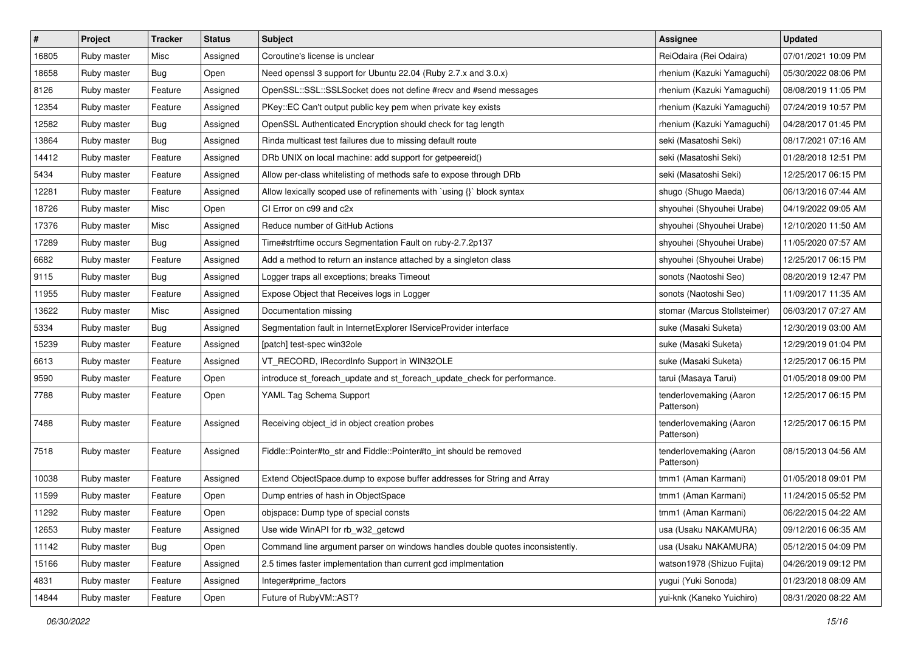| # | Project | Tracker | Status | Subject | Assignee | Updated |
|---|---|---|---|---|---|---|
| 16805 | Ruby master | Misc | Assigned | Coroutine's license is unclear | ReiOdaira (Rei Odaira) | 07/01/2021 10:09 PM |
| 18658 | Ruby master | Bug | Open | Need openssl 3 support for Ubuntu 22.04 (Ruby 2.7.x and 3.0.x) | rhenium (Kazuki Yamaguchi) | 05/30/2022 08:06 PM |
| 8126 | Ruby master | Feature | Assigned | OpenSSL::SSL::SSLSocket does not define #recv and #send messages | rhenium (Kazuki Yamaguchi) | 08/08/2019 11:05 PM |
| 12354 | Ruby master | Feature | Assigned | PKey::EC Can't output public key pem when private key exists | rhenium (Kazuki Yamaguchi) | 07/24/2019 10:57 PM |
| 12582 | Ruby master | Bug | Assigned | OpenSSL Authenticated Encryption should check for tag length | rhenium (Kazuki Yamaguchi) | 04/28/2017 01:45 PM |
| 13864 | Ruby master | Bug | Assigned | Rinda multicast test failures due to missing default route | seki (Masatoshi Seki) | 08/17/2021 07:16 AM |
| 14412 | Ruby master | Feature | Assigned | DRb UNIX on local machine: add support for getpeereid() | seki (Masatoshi Seki) | 01/28/2018 12:51 PM |
| 5434 | Ruby master | Feature | Assigned | Allow per-class whitelisting of methods safe to expose through DRb | seki (Masatoshi Seki) | 12/25/2017 06:15 PM |
| 12281 | Ruby master | Feature | Assigned | Allow lexically scoped use of refinements with `using {}` block syntax | shugo (Shugo Maeda) | 06/13/2016 07:44 AM |
| 18726 | Ruby master | Misc | Open | CI Error on c99 and c2x | shyouhei (Shyouhei Urabe) | 04/19/2022 09:05 AM |
| 17376 | Ruby master | Misc | Assigned | Reduce number of GitHub Actions | shyouhei (Shyouhei Urabe) | 12/10/2020 11:50 AM |
| 17289 | Ruby master | Bug | Assigned | Time#strftime occurs Segmentation Fault on ruby-2.7.2p137 | shyouhei (Shyouhei Urabe) | 11/05/2020 07:57 AM |
| 6682 | Ruby master | Feature | Assigned | Add a method to return an instance attached by a singleton class | shyouhei (Shyouhei Urabe) | 12/25/2017 06:15 PM |
| 9115 | Ruby master | Bug | Assigned | Logger traps all exceptions; breaks Timeout | sonots (Naotoshi Seo) | 08/20/2019 12:47 PM |
| 11955 | Ruby master | Feature | Assigned | Expose Object that Receives logs in Logger | sonots (Naotoshi Seo) | 11/09/2017 11:35 AM |
| 13622 | Ruby master | Misc | Assigned | Documentation missing | stomar (Marcus Stollsteimer) | 06/03/2017 07:27 AM |
| 5334 | Ruby master | Bug | Assigned | Segmentation fault in InternetExplorer IServiceProvider interface | suke (Masaki Suketa) | 12/30/2019 03:00 AM |
| 15239 | Ruby master | Feature | Assigned | [patch] test-spec win32ole | suke (Masaki Suketa) | 12/29/2019 01:04 PM |
| 6613 | Ruby master | Feature | Assigned | VT_RECORD, IRecordInfo Support in WIN32OLE | suke (Masaki Suketa) | 12/25/2017 06:15 PM |
| 9590 | Ruby master | Feature | Open | introduce st_foreach_update and st_foreach_update_check for performance. | tarui (Masaya Tarui) | 01/05/2018 09:00 PM |
| 7788 | Ruby master | Feature | Open | YAML Tag Schema Support | tenderlovemaking (Aaron Patterson) | 12/25/2017 06:15 PM |
| 7488 | Ruby master | Feature | Assigned | Receiving object_id in object creation probes | tenderlovemaking (Aaron Patterson) | 12/25/2017 06:15 PM |
| 7518 | Ruby master | Feature | Assigned | Fiddle::Pointer#to_str and Fiddle::Pointer#to_int should be removed | tenderlovemaking (Aaron Patterson) | 08/15/2013 04:56 AM |
| 10038 | Ruby master | Feature | Assigned | Extend ObjectSpace.dump to expose buffer addresses for String and Array | tmm1 (Aman Karmani) | 01/05/2018 09:01 PM |
| 11599 | Ruby master | Feature | Open | Dump entries of hash in ObjectSpace | tmm1 (Aman Karmani) | 11/24/2015 05:52 PM |
| 11292 | Ruby master | Feature | Open | objspace: Dump type of special consts | tmm1 (Aman Karmani) | 06/22/2015 04:22 AM |
| 12653 | Ruby master | Feature | Assigned | Use wide WinAPI for rb_w32_getcwd | usa (Usaku NAKAMURA) | 09/12/2016 06:35 AM |
| 11142 | Ruby master | Bug | Open | Command line argument parser on windows handles double quotes inconsistently. | usa (Usaku NAKAMURA) | 05/12/2015 04:09 PM |
| 15166 | Ruby master | Feature | Assigned | 2.5 times faster implementation than current gcd implmentation | watson1978 (Shizuo Fujita) | 04/26/2019 09:12 PM |
| 4831 | Ruby master | Feature | Assigned | Integer#prime_factors | yugui (Yuki Sonoda) | 01/23/2018 08:09 AM |
| 14844 | Ruby master | Feature | Open | Future of RubyVM::AST? | yui-knk (Kaneko Yuichiro) | 08/31/2020 08:22 AM |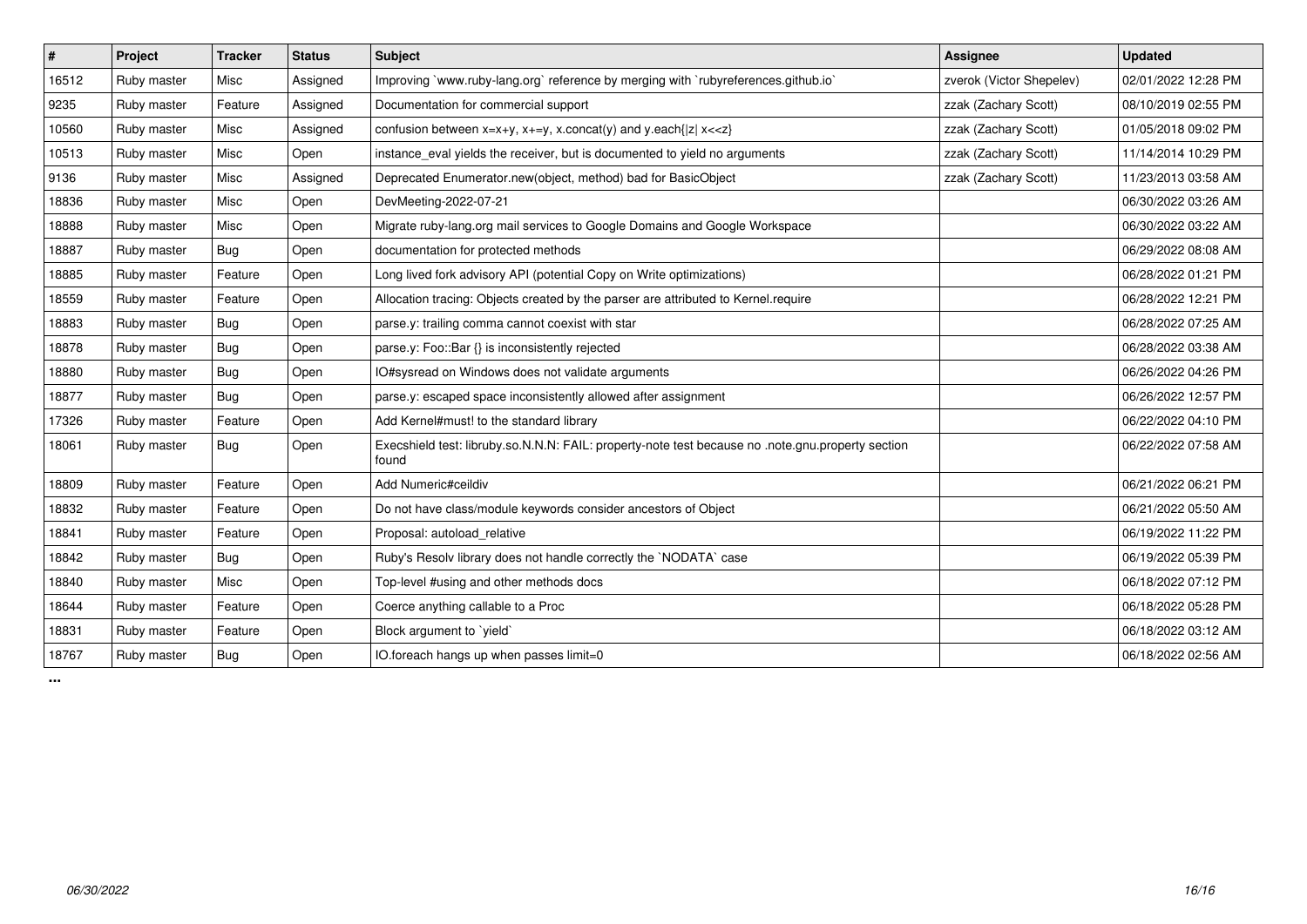| # | Project | Tracker | Status | Subject | Assignee | Updated |
|---|---|---|---|---|---|---|
| 16512 | Ruby master | Misc | Assigned | Improving `www.ruby-lang.org` reference by merging with `rubyreferences.github.io` | zverok (Victor Shepelev) | 02/01/2022 12:28 PM |
| 9235 | Ruby master | Feature | Assigned | Documentation for commercial support | zzak (Zachary Scott) | 08/10/2019 02:55 PM |
| 10560 | Ruby master | Misc | Assigned | confusion between x=x+y, x+=y, x.concat(y) and y.each{\|z\| x<<z} | zzak (Zachary Scott) | 01/05/2018 09:02 PM |
| 10513 | Ruby master | Misc | Open | instance_eval yields the receiver, but is documented to yield no arguments | zzak (Zachary Scott) | 11/14/2014 10:29 PM |
| 9136 | Ruby master | Misc | Assigned | Deprecated Enumerator.new(object, method) bad for BasicObject | zzak (Zachary Scott) | 11/23/2013 03:58 AM |
| 18836 | Ruby master | Misc | Open | DevMeeting-2022-07-21 | | 06/30/2022 03:26 AM |
| 18888 | Ruby master | Misc | Open | Migrate ruby-lang.org mail services to Google Domains and Google Workspace | | 06/30/2022 03:22 AM |
| 18887 | Ruby master | Bug | Open | documentation for protected methods | | 06/29/2022 08:08 AM |
| 18885 | Ruby master | Feature | Open | Long lived fork advisory API (potential Copy on Write optimizations) | | 06/28/2022 01:21 PM |
| 18559 | Ruby master | Feature | Open | Allocation tracing: Objects created by the parser are attributed to Kernel.require | | 06/28/2022 12:21 PM |
| 18883 | Ruby master | Bug | Open | parse.y: trailing comma cannot coexist with star | | 06/28/2022 07:25 AM |
| 18878 | Ruby master | Bug | Open | parse.y: Foo::Bar {} is inconsistently rejected | | 06/28/2022 03:38 AM |
| 18880 | Ruby master | Bug | Open | IO#sysread on Windows does not validate arguments | | 06/26/2022 04:26 PM |
| 18877 | Ruby master | Bug | Open | parse.y: escaped space inconsistently allowed after assignment | | 06/26/2022 12:57 PM |
| 17326 | Ruby master | Feature | Open | Add Kernel#must! to the standard library | | 06/22/2022 04:10 PM |
| 18061 | Ruby master | Bug | Open | Execshield test: libruby.so.N.N.N: FAIL: property-note test because no .note.gnu.property section found | | 06/22/2022 07:58 AM |
| 18809 | Ruby master | Feature | Open | Add Numeric#ceildiv | | 06/21/2022 06:21 PM |
| 18832 | Ruby master | Feature | Open | Do not have class/module keywords consider ancestors of Object | | 06/21/2022 05:50 AM |
| 18841 | Ruby master | Feature | Open | Proposal: autoload_relative | | 06/19/2022 11:22 PM |
| 18842 | Ruby master | Bug | Open | Ruby's Resolv library does not handle correctly the `NODATA` case | | 06/19/2022 05:39 PM |
| 18840 | Ruby master | Misc | Open | Top-level #using and other methods docs | | 06/18/2022 07:12 PM |
| 18644 | Ruby master | Feature | Open | Coerce anything callable to a Proc | | 06/18/2022 05:28 PM |
| 18831 | Ruby master | Feature | Open | Block argument to `yield` | | 06/18/2022 03:12 AM |
| 18767 | Ruby master | Bug | Open | IO.foreach hangs up when passes limit=0 | | 06/18/2022 02:56 AM |

...